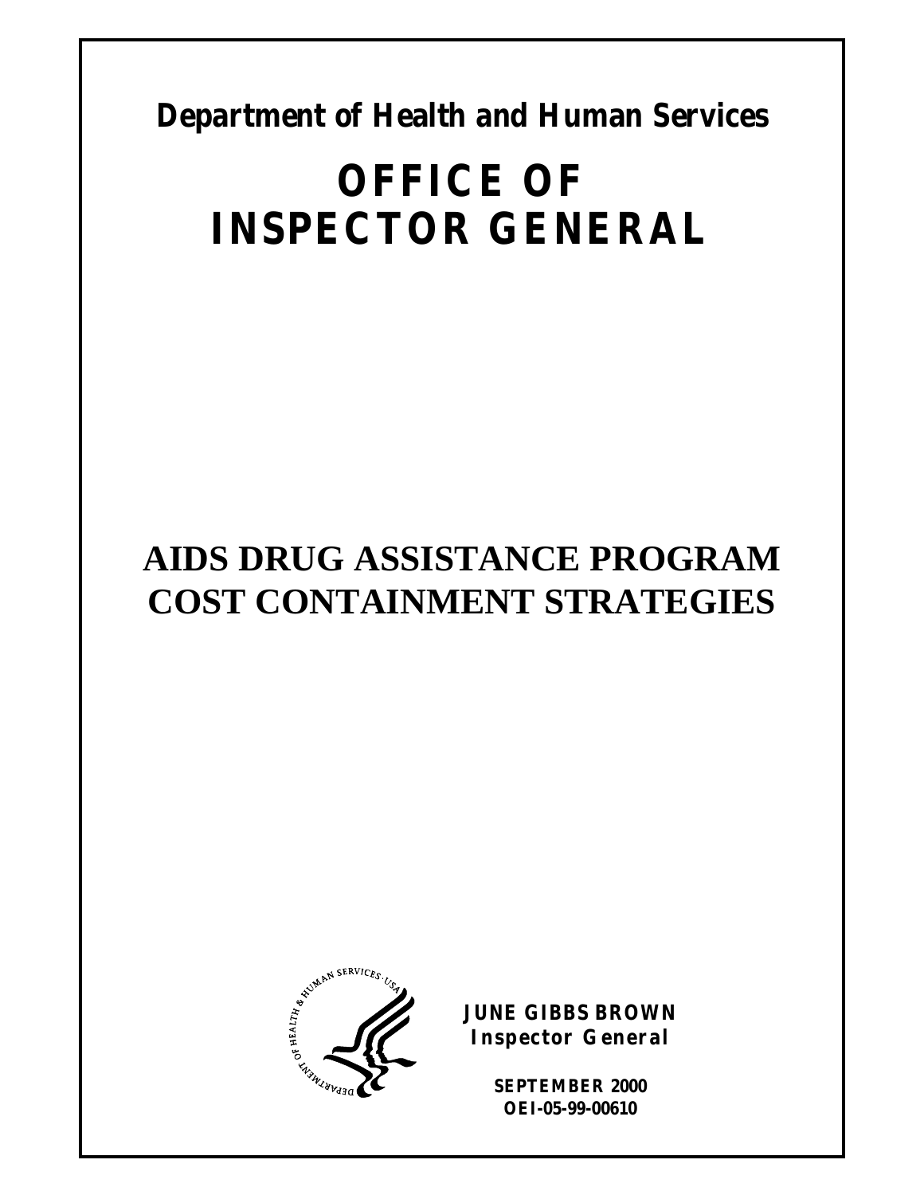**Department of Health and Human Services**

# OFFICE OF INSPECTOR GENERAL

# AIDS DRUG ASSISTANCE PROGRAM COST CONTAINMENT STRATEGIES

**JUNE GIBBS BROWN**
**Inspector General**

**SEPTEMBER 2000**
**OEI-05-99-00610**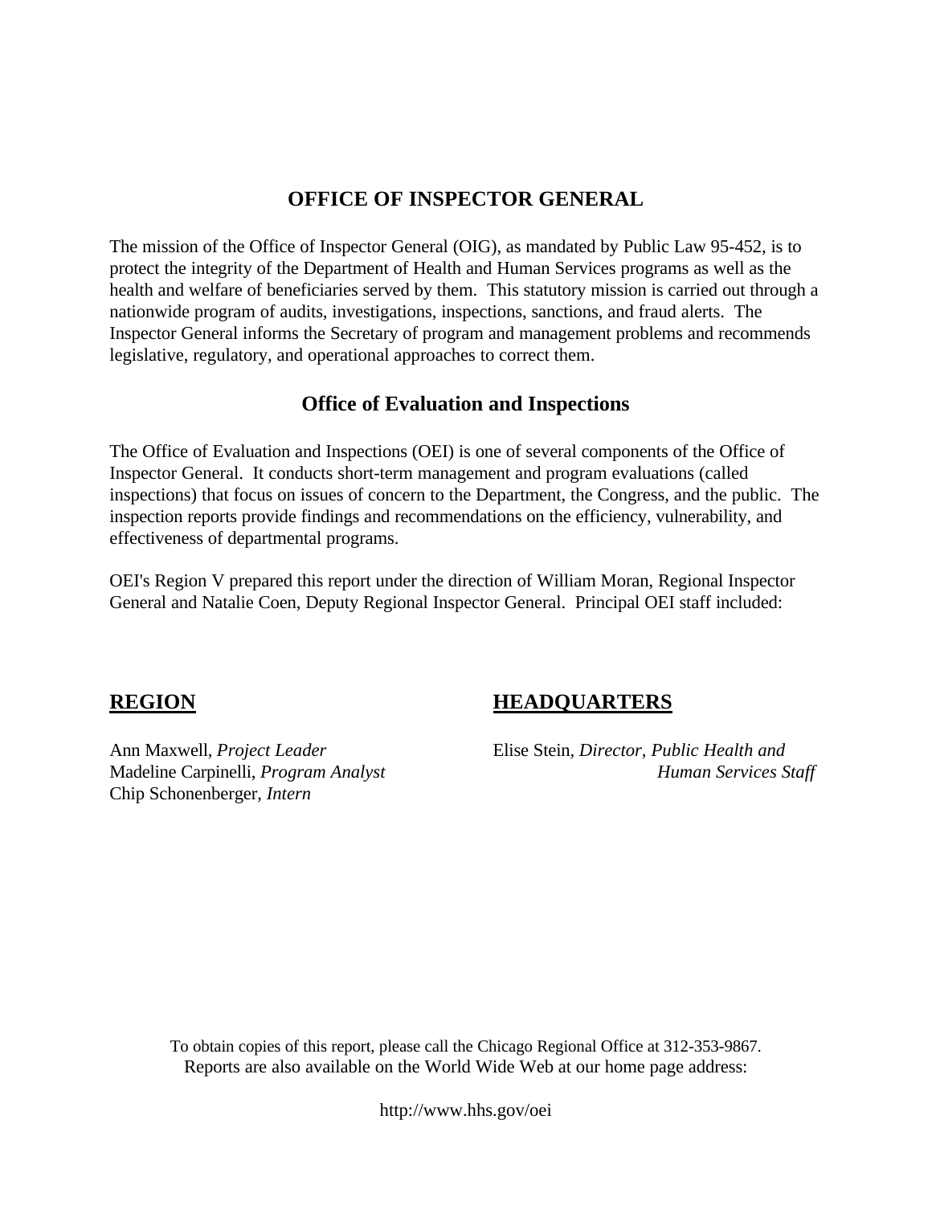## OFFICE OF INSPECTOR GENERAL

The mission of the Office of Inspector General (OIG), as mandated by Public Law 95-452, is to protect the integrity of the Department of Health and Human Services programs as well as the health and welfare of beneficiaries served by them. This statutory mission is carried out through a nationwide program of audits, investigations, inspections, sanctions, and fraud alerts. The Inspector General informs the Secretary of program and management problems and recommends legislative, regulatory, and operational approaches to correct them.

### Office of Evaluation and Inspections

The Office of Evaluation and Inspections (OEI) is one of several components of the Office of Inspector General. It conducts short-term management and program evaluations (called inspections) that focus on issues of concern to the Department, the Congress, and the public. The inspection reports provide findings and recommendations on the efficiency, vulnerability, and effectiveness of departmental programs.

OEI's Region V prepared this report under the direction of William Moran, Regional Inspector General and Natalie Coen, Deputy Regional Inspector General. Principal OEI staff included:

**REGION**

Ann Maxwell, *Project Leader*
Madeline Carpinelli, *Program Analyst*
Chip Schonenberger, *Intern*

**HEADQUARTERS**

Elise Stein, *Director, Public Health and Human Services Staff*

To obtain copies of this report, please call the Chicago Regional Office at 312-353-9867.
Reports are also available on the World Wide Web at our home page address:

http://www.hhs.gov/oei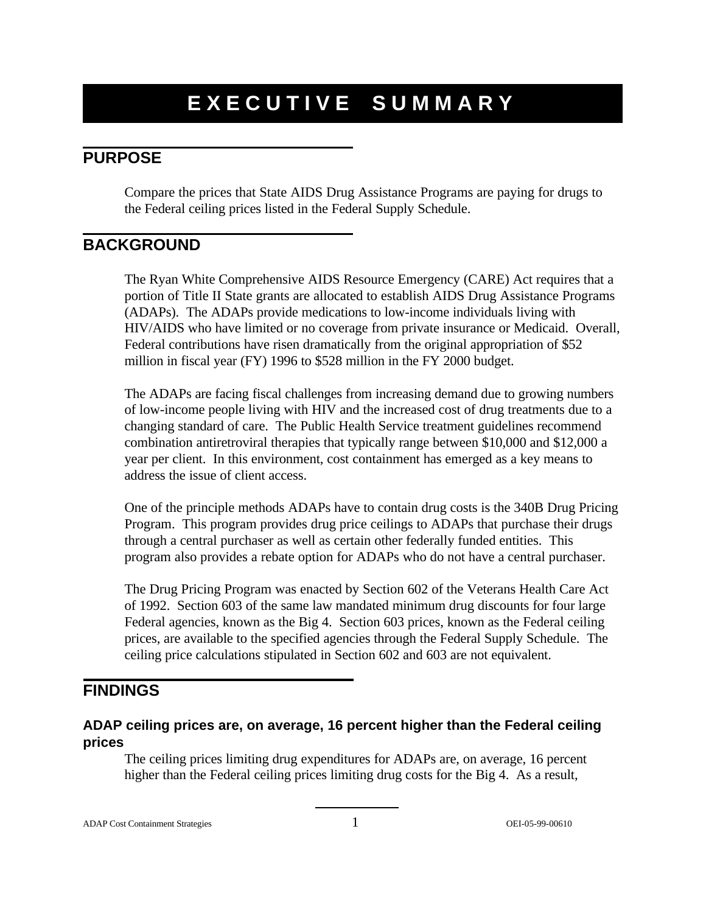# EXECUTIVE SUMMARY

## PURPOSE

Compare the prices that State AIDS Drug Assistance Programs are paying for drugs to the Federal ceiling prices listed in the Federal Supply Schedule.

## BACKGROUND

The Ryan White Comprehensive AIDS Resource Emergency (CARE) Act requires that a portion of Title II State grants are allocated to establish AIDS Drug Assistance Programs (ADAPs). The ADAPs provide medications to low-income individuals living with HIV/AIDS who have limited or no coverage from private insurance or Medicaid. Overall, Federal contributions have risen dramatically from the original appropriation of $52 million in fiscal year (FY) 1996 to $528 million in the FY 2000 budget.

The ADAPs are facing fiscal challenges from increasing demand due to growing numbers of low-income people living with HIV and the increased cost of drug treatments due to a changing standard of care. The Public Health Service treatment guidelines recommend combination antiretroviral therapies that typically range between $10,000 and $12,000 a year per client. In this environment, cost containment has emerged as a key means to address the issue of client access.

One of the principle methods ADAPs have to contain drug costs is the 340B Drug Pricing Program. This program provides drug price ceilings to ADAPs that purchase their drugs through a central purchaser as well as certain other federally funded entities. This program also provides a rebate option for ADAPs who do not have a central purchaser.

The Drug Pricing Program was enacted by Section 602 of the Veterans Health Care Act of 1992. Section 603 of the same law mandated minimum drug discounts for four large Federal agencies, known as the Big 4. Section 603 prices, known as the Federal ceiling prices, are available to the specified agencies through the Federal Supply Schedule. The ceiling price calculations stipulated in Section 602 and 603 are not equivalent.

## FINDINGS

### ADAP ceiling prices are, on average, 16 percent higher than the Federal ceiling prices

The ceiling prices limiting drug expenditures for ADAPs are, on average, 16 percent higher than the Federal ceiling prices limiting drug costs for the Big 4. As a result,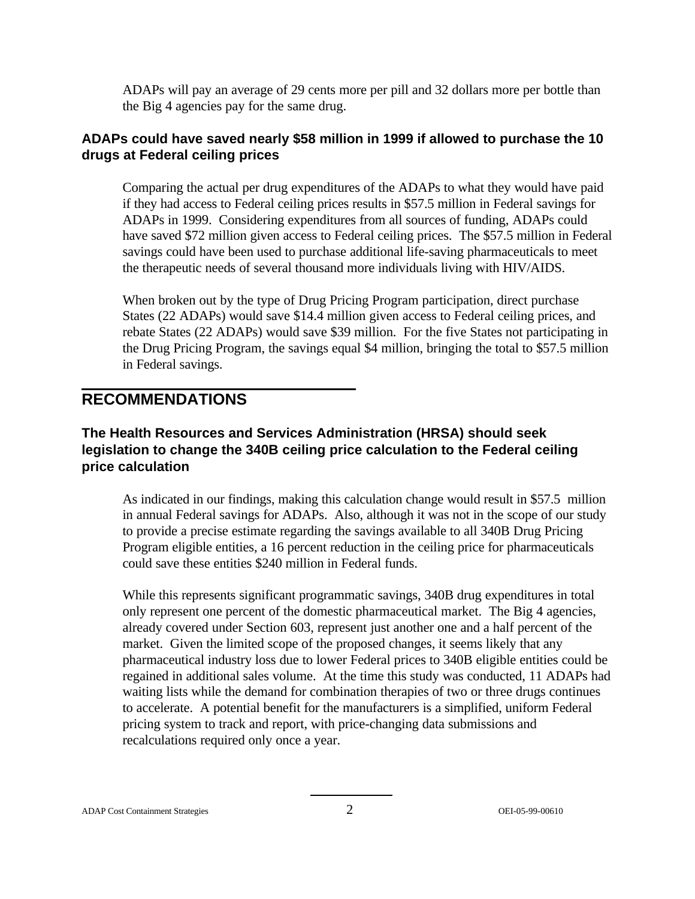ADAPs will pay an average of 29 cents more per pill and 32 dollars more per bottle than the Big 4 agencies pay for the same drug.

### ADAPs could have saved nearly $58 million in 1999 if allowed to purchase the 10 drugs at Federal ceiling prices

Comparing the actual per drug expenditures of the ADAPs to what they would have paid if they had access to Federal ceiling prices results in $57.5 million in Federal savings for ADAPs in 1999. Considering expenditures from all sources of funding, ADAPs could have saved $72 million given access to Federal ceiling prices. The $57.5 million in Federal savings could have been used to purchase additional life-saving pharmaceuticals to meet the therapeutic needs of several thousand more individuals living with HIV/AIDS.

When broken out by the type of Drug Pricing Program participation, direct purchase States (22 ADAPs) would save $14.4 million given access to Federal ceiling prices, and rebate States (22 ADAPs) would save $39 million. For the five States not participating in the Drug Pricing Program, the savings equal $4 million, bringing the total to $57.5 million in Federal savings.

## RECOMMENDATIONS

### The Health Resources and Services Administration (HRSA) should seek legislation to change the 340B ceiling price calculation to the Federal ceiling price calculation

As indicated in our findings, making this calculation change would result in $57.5 million in annual Federal savings for ADAPs. Also, although it was not in the scope of our study to provide a precise estimate regarding the savings available to all 340B Drug Pricing Program eligible entities, a 16 percent reduction in the ceiling price for pharmaceuticals could save these entities $240 million in Federal funds.

While this represents significant programmatic savings, 340B drug expenditures in total only represent one percent of the domestic pharmaceutical market. The Big 4 agencies, already covered under Section 603, represent just another one and a half percent of the market. Given the limited scope of the proposed changes, it seems likely that any pharmaceutical industry loss due to lower Federal prices to 340B eligible entities could be regained in additional sales volume. At the time this study was conducted, 11 ADAPs had waiting lists while the demand for combination therapies of two or three drugs continues to accelerate. A potential benefit for the manufacturers is a simplified, uniform Federal pricing system to track and report, with price-changing data submissions and recalculations required only once a year.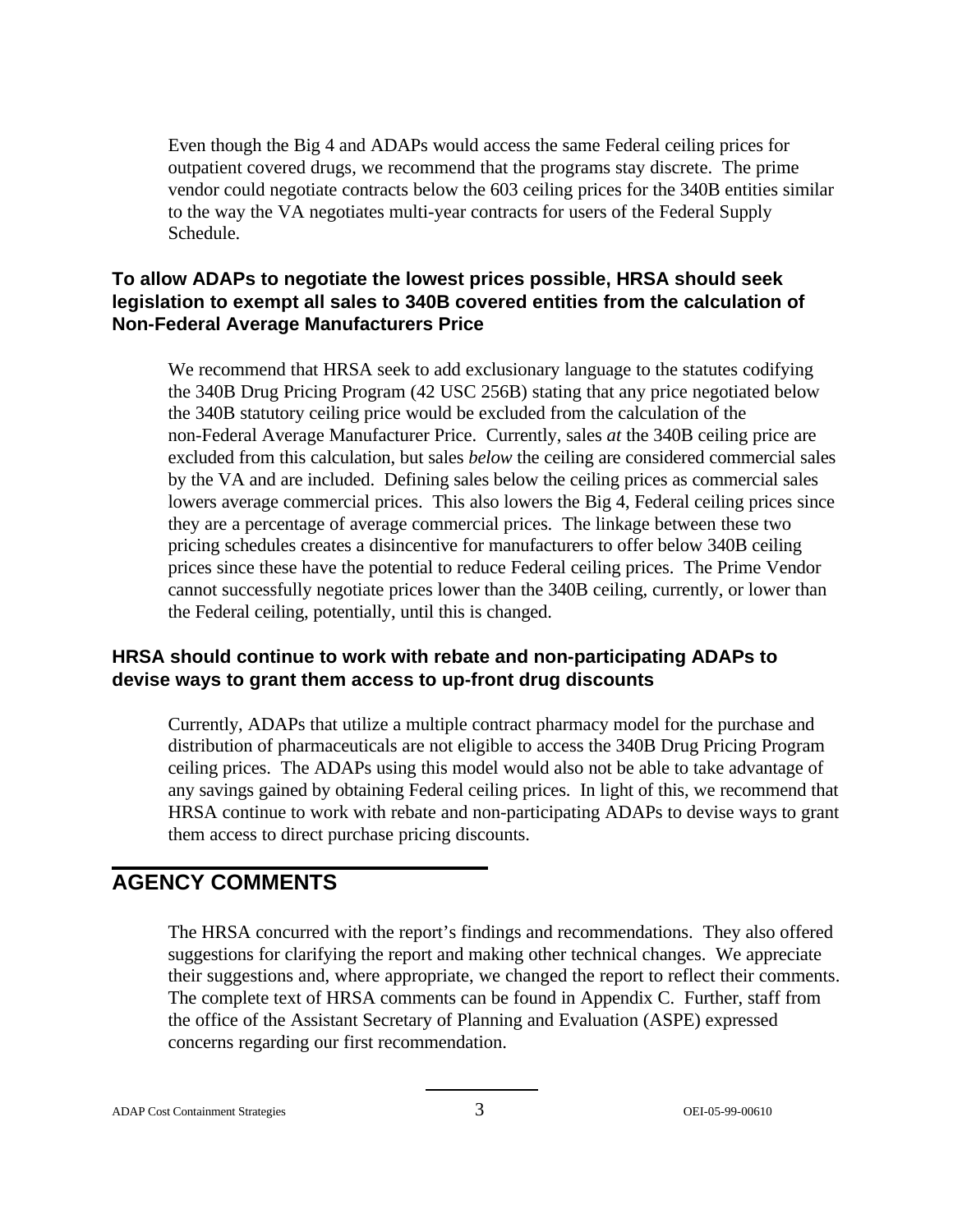Even though the Big 4 and ADAPs would access the same Federal ceiling prices for outpatient covered drugs, we recommend that the programs stay discrete. The prime vendor could negotiate contracts below the 603 ceiling prices for the 340B entities similar to the way the VA negotiates multi-year contracts for users of the Federal Supply Schedule.

### To allow ADAPs to negotiate the lowest prices possible, HRSA should seek legislation to exempt all sales to 340B covered entities from the calculation of Non-Federal Average Manufacturers Price

We recommend that HRSA seek to add exclusionary language to the statutes codifying the 340B Drug Pricing Program (42 USC 256B) stating that any price negotiated below the 340B statutory ceiling price would be excluded from the calculation of the non-Federal Average Manufacturer Price. Currently, sales *at* the 340B ceiling price are excluded from this calculation, but sales *below* the ceiling are considered commercial sales by the VA and are included. Defining sales below the ceiling prices as commercial sales lowers average commercial prices. This also lowers the Big 4, Federal ceiling prices since they are a percentage of average commercial prices. The linkage between these two pricing schedules creates a disincentive for manufacturers to offer below 340B ceiling prices since these have the potential to reduce Federal ceiling prices. The Prime Vendor cannot successfully negotiate prices lower than the 340B ceiling, currently, or lower than the Federal ceiling, potentially, until this is changed.

### HRSA should continue to work with rebate and non-participating ADAPs to devise ways to grant them access to up-front drug discounts

Currently, ADAPs that utilize a multiple contract pharmacy model for the purchase and distribution of pharmaceuticals are not eligible to access the 340B Drug Pricing Program ceiling prices. The ADAPs using this model would also not be able to take advantage of any savings gained by obtaining Federal ceiling prices. In light of this, we recommend that HRSA continue to work with rebate and non-participating ADAPs to devise ways to grant them access to direct purchase pricing discounts.

## AGENCY COMMENTS

The HRSA concurred with the report's findings and recommendations. They also offered suggestions for clarifying the report and making other technical changes. We appreciate their suggestions and, where appropriate, we changed the report to reflect their comments. The complete text of HRSA comments can be found in Appendix C. Further, staff from the office of the Assistant Secretary of Planning and Evaluation (ASPE) expressed concerns regarding our first recommendation.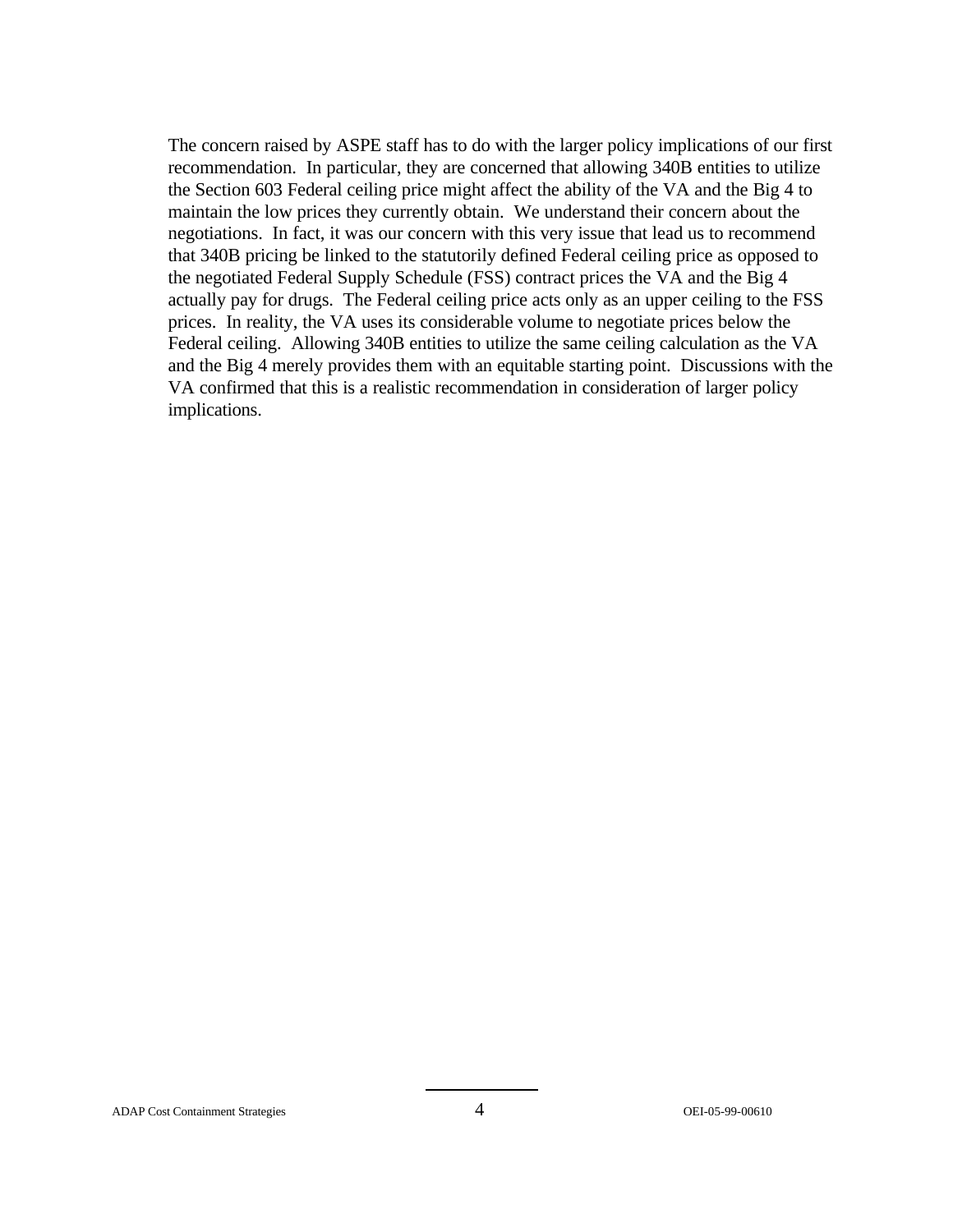The concern raised by ASPE staff has to do with the larger policy implications of our first recommendation. In particular, they are concerned that allowing 340B entities to utilize the Section 603 Federal ceiling price might affect the ability of the VA and the Big 4 to maintain the low prices they currently obtain. We understand their concern about the negotiations. In fact, it was our concern with this very issue that lead us to recommend that 340B pricing be linked to the statutorily defined Federal ceiling price as opposed to the negotiated Federal Supply Schedule (FSS) contract prices the VA and the Big 4 actually pay for drugs. The Federal ceiling price acts only as an upper ceiling to the FSS prices. In reality, the VA uses its considerable volume to negotiate prices below the Federal ceiling. Allowing 340B entities to utilize the same ceiling calculation as the VA and the Big 4 merely provides them with an equitable starting point. Discussions with the VA confirmed that this is a realistic recommendation in consideration of larger policy implications.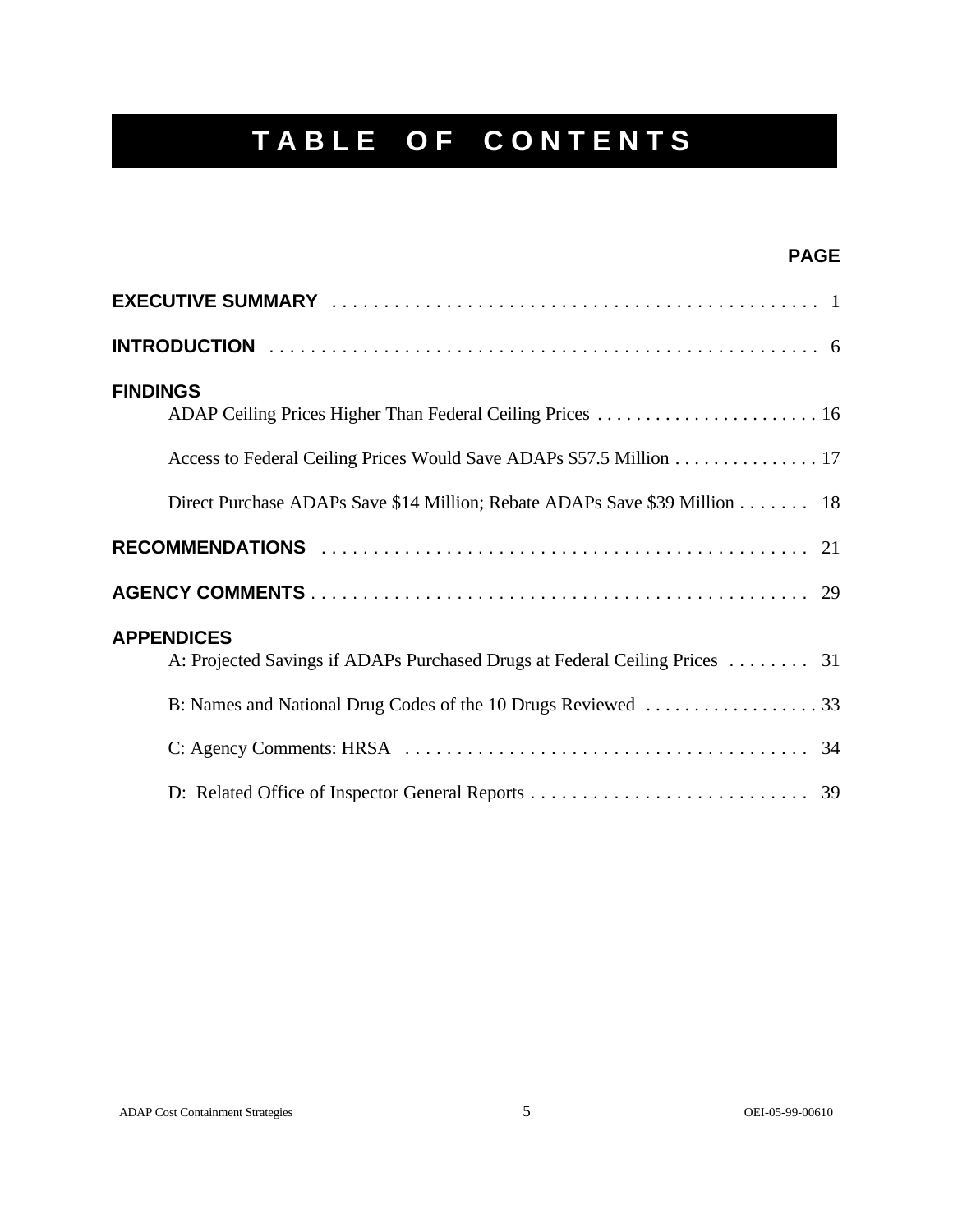# TABLE OF CONTENTS

**PAGE**

**EXECUTIVE SUMMARY** . . . . . . . . . . . . . . . . . . . . . . . . . . . . . . . . . . . . . . . . . . . . . . 1

**INTRODUCTION** . . . . . . . . . . . . . . . . . . . . . . . . . . . . . . . . . . . . . . . . . . . . . . . . . . . . 6

**FINDINGS**

- ADAP Ceiling Prices Higher Than Federal Ceiling Prices . . . . . . . . . . . . . . . . . . . . . . . 16
- Access to Federal Ceiling Prices Would Save ADAPs $57.5 Million . . . . . . . . . . . . . . . 17
- Direct Purchase ADAPs Save $14 Million; Rebate ADAPs Save $39 Million . . . . . . . 18

**RECOMMENDATIONS** . . . . . . . . . . . . . . . . . . . . . . . . . . . . . . . . . . . . . . . . . . . . . . 21

**AGENCY COMMENTS** . . . . . . . . . . . . . . . . . . . . . . . . . . . . . . . . . . . . . . . . . . . . . . . 29

**APPENDICES**

- A: Projected Savings if ADAPs Purchased Drugs at Federal Ceiling Prices . . . . . . . . 31
- B: Names and National Drug Codes of the 10 Drugs Reviewed . . . . . . . . . . . . . . . . . . 33
- C: Agency Comments: HRSA . . . . . . . . . . . . . . . . . . . . . . . . . . . . . . . . . . . . . . . 34
- D: Related Office of Inspector General Reports . . . . . . . . . . . . . . . . . . . . . . . . . . . 39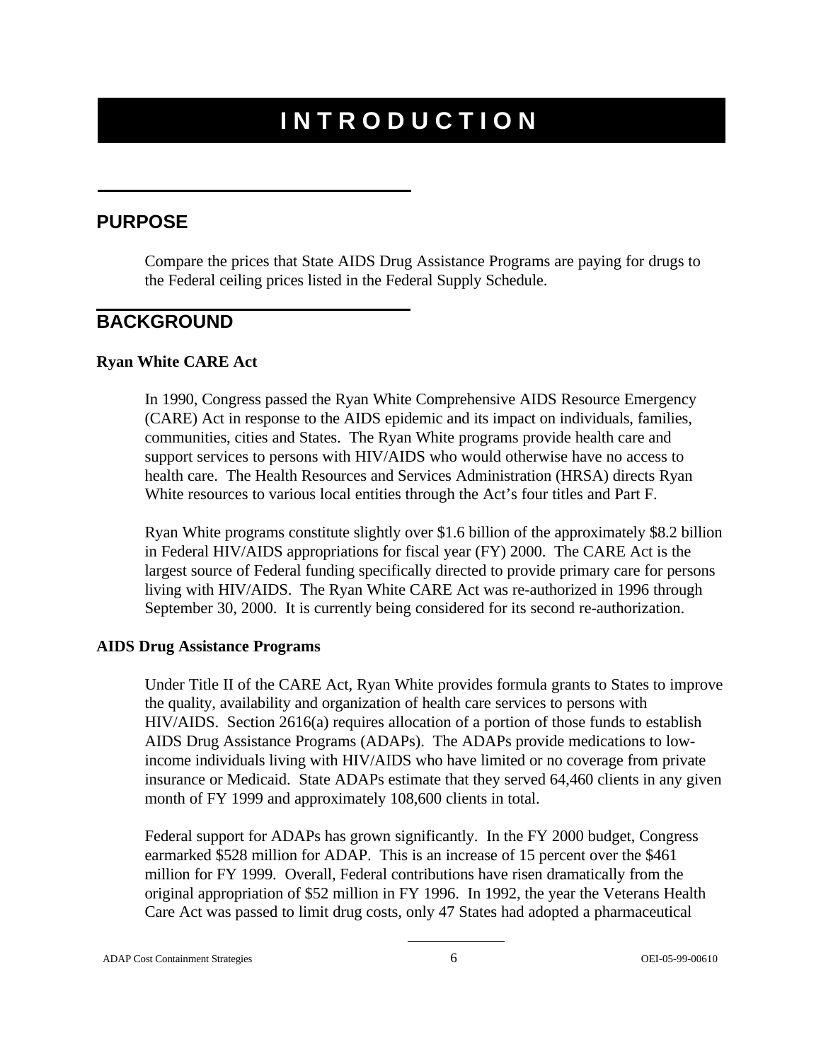# INTRODUCTION

## PURPOSE

Compare the prices that State AIDS Drug Assistance Programs are paying for drugs to the Federal ceiling prices listed in the Federal Supply Schedule.

## BACKGROUND

### Ryan White CARE Act

In 1990, Congress passed the Ryan White Comprehensive AIDS Resource Emergency (CARE) Act in response to the AIDS epidemic and its impact on individuals, families, communities, cities and States. The Ryan White programs provide health care and support services to persons with HIV/AIDS who would otherwise have no access to health care. The Health Resources and Services Administration (HRSA) directs Ryan White resources to various local entities through the Act's four titles and Part F.

Ryan White programs constitute slightly over $1.6 billion of the approximately $8.2 billion in Federal HIV/AIDS appropriations for fiscal year (FY) 2000. The CARE Act is the largest source of Federal funding specifically directed to provide primary care for persons living with HIV/AIDS. The Ryan White CARE Act was re-authorized in 1996 through September 30, 2000. It is currently being considered for its second re-authorization.

### AIDS Drug Assistance Programs

Under Title II of the CARE Act, Ryan White provides formula grants to States to improve the quality, availability and organization of health care services to persons with HIV/AIDS. Section 2616(a) requires allocation of a portion of those funds to establish AIDS Drug Assistance Programs (ADAPs). The ADAPs provide medications to low-income individuals living with HIV/AIDS who have limited or no coverage from private insurance or Medicaid. State ADAPs estimate that they served 64,460 clients in any given month of FY 1999 and approximately 108,600 clients in total.

Federal support for ADAPs has grown significantly. In the FY 2000 budget, Congress earmarked $528 million for ADAP. This is an increase of 15 percent over the $461 million for FY 1999. Overall, Federal contributions have risen dramatically from the original appropriation of $52 million in FY 1996. In 1992, the year the Veterans Health Care Act was passed to limit drug costs, only 47 States had adopted a pharmaceutical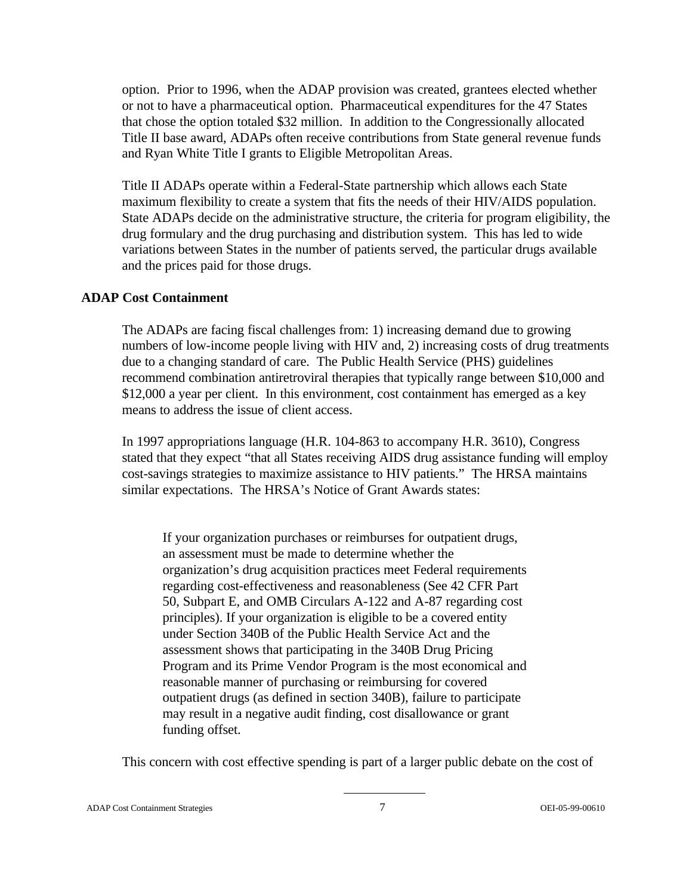option. Prior to 1996, when the ADAP provision was created, grantees elected whether or not to have a pharmaceutical option. Pharmaceutical expenditures for the 47 States that chose the option totaled $32 million. In addition to the Congressionally allocated Title II base award, ADAPs often receive contributions from State general revenue funds and Ryan White Title I grants to Eligible Metropolitan Areas.

Title II ADAPs operate within a Federal-State partnership which allows each State maximum flexibility to create a system that fits the needs of their HIV/AIDS population. State ADAPs decide on the administrative structure, the criteria for program eligibility, the drug formulary and the drug purchasing and distribution system. This has led to wide variations between States in the number of patients served, the particular drugs available and the prices paid for those drugs.

## ADAP Cost Containment

The ADAPs are facing fiscal challenges from: 1) increasing demand due to growing numbers of low-income people living with HIV and, 2) increasing costs of drug treatments due to a changing standard of care. The Public Health Service (PHS) guidelines recommend combination antiretroviral therapies that typically range between $10,000 and $12,000 a year per client. In this environment, cost containment has emerged as a key means to address the issue of client access.

In 1997 appropriations language (H.R. 104-863 to accompany H.R. 3610), Congress stated that they expect "that all States receiving AIDS drug assistance funding will employ cost-savings strategies to maximize assistance to HIV patients." The HRSA maintains similar expectations. The HRSA's Notice of Grant Awards states:

> If your organization purchases or reimburses for outpatient drugs, an assessment must be made to determine whether the organization's drug acquisition practices meet Federal requirements regarding cost-effectiveness and reasonableness (See 42 CFR Part 50, Subpart E, and OMB Circulars A-122 and A-87 regarding cost principles). If your organization is eligible to be a covered entity under Section 340B of the Public Health Service Act and the assessment shows that participating in the 340B Drug Pricing Program and its Prime Vendor Program is the most economical and reasonable manner of purchasing or reimbursing for covered outpatient drugs (as defined in section 340B), failure to participate may result in a negative audit finding, cost disallowance or grant funding offset.

This concern with cost effective spending is part of a larger public debate on the cost of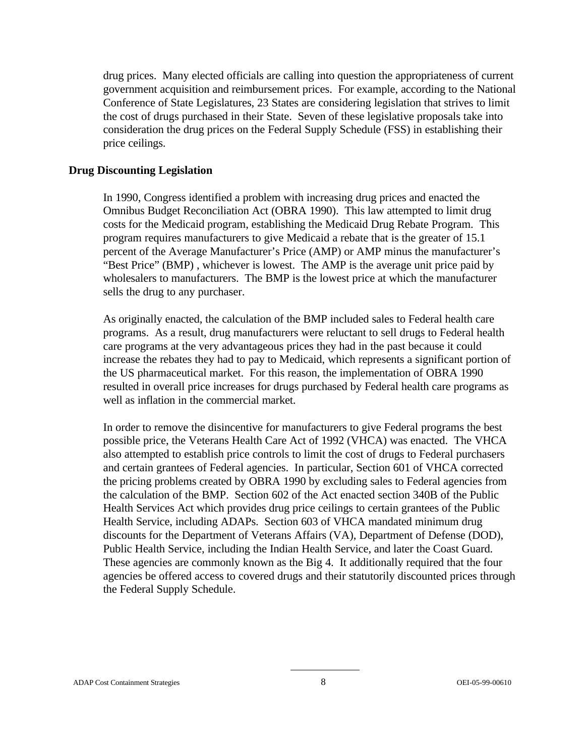drug prices. Many elected officials are calling into question the appropriateness of current government acquisition and reimbursement prices. For example, according to the National Conference of State Legislatures, 23 States are considering legislation that strives to limit the cost of drugs purchased in their State. Seven of these legislative proposals take into consideration the drug prices on the Federal Supply Schedule (FSS) in establishing their price ceilings.

**Drug Discounting Legislation**

In 1990, Congress identified a problem with increasing drug prices and enacted the Omnibus Budget Reconciliation Act (OBRA 1990). This law attempted to limit drug costs for the Medicaid program, establishing the Medicaid Drug Rebate Program. This program requires manufacturers to give Medicaid a rebate that is the greater of 15.1 percent of the Average Manufacturer's Price (AMP) or AMP minus the manufacturer's "Best Price" (BMP) , whichever is lowest. The AMP is the average unit price paid by wholesalers to manufacturers. The BMP is the lowest price at which the manufacturer sells the drug to any purchaser.

As originally enacted, the calculation of the BMP included sales to Federal health care programs. As a result, drug manufacturers were reluctant to sell drugs to Federal health care programs at the very advantageous prices they had in the past because it could increase the rebates they had to pay to Medicaid, which represents a significant portion of the US pharmaceutical market. For this reason, the implementation of OBRA 1990 resulted in overall price increases for drugs purchased by Federal health care programs as well as inflation in the commercial market.

In order to remove the disincentive for manufacturers to give Federal programs the best possible price, the Veterans Health Care Act of 1992 (VHCA) was enacted. The VHCA also attempted to establish price controls to limit the cost of drugs to Federal purchasers and certain grantees of Federal agencies. In particular, Section 601 of VHCA corrected the pricing problems created by OBRA 1990 by excluding sales to Federal agencies from the calculation of the BMP. Section 602 of the Act enacted section 340B of the Public Health Services Act which provides drug price ceilings to certain grantees of the Public Health Service, including ADAPs. Section 603 of VHCA mandated minimum drug discounts for the Department of Veterans Affairs (VA), Department of Defense (DOD), Public Health Service, including the Indian Health Service, and later the Coast Guard. These agencies are commonly known as the Big 4. It additionally required that the four agencies be offered access to covered drugs and their statutorily discounted prices through the Federal Supply Schedule.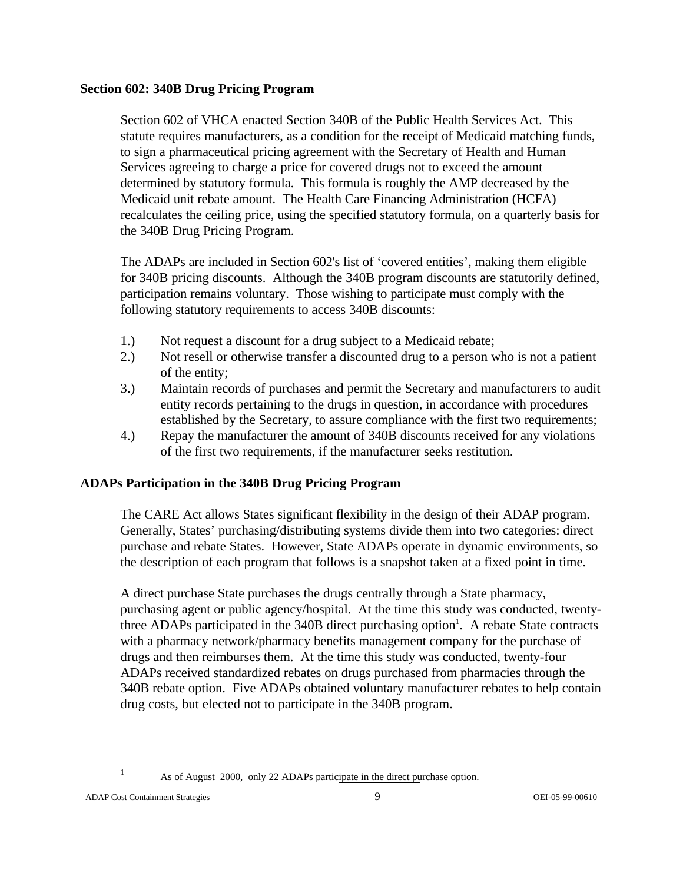## Section 602: 340B Drug Pricing Program

Section 602 of VHCA enacted Section 340B of the Public Health Services Act. This statute requires manufacturers, as a condition for the receipt of Medicaid matching funds, to sign a pharmaceutical pricing agreement with the Secretary of Health and Human Services agreeing to charge a price for covered drugs not to exceed the amount determined by statutory formula. This formula is roughly the AMP decreased by the Medicaid unit rebate amount. The Health Care Financing Administration (HCFA) recalculates the ceiling price, using the specified statutory formula, on a quarterly basis for the 340B Drug Pricing Program.

The ADAPs are included in Section 602's list of 'covered entities', making them eligible for 340B pricing discounts. Although the 340B program discounts are statutorily defined, participation remains voluntary. Those wishing to participate must comply with the following statutory requirements to access 340B discounts:

1.) Not request a discount for a drug subject to a Medicaid rebate;
2.) Not resell or otherwise transfer a discounted drug to a person who is not a patient of the entity;
3.) Maintain records of purchases and permit the Secretary and manufacturers to audit entity records pertaining to the drugs in question, in accordance with procedures established by the Secretary, to assure compliance with the first two requirements;
4.) Repay the manufacturer the amount of 340B discounts received for any violations of the first two requirements, if the manufacturer seeks restitution.

## ADAPs Participation in the 340B Drug Pricing Program

The CARE Act allows States significant flexibility in the design of their ADAP program. Generally, States' purchasing/distributing systems divide them into two categories: direct purchase and rebate States. However, State ADAPs operate in dynamic environments, so the description of each program that follows is a snapshot taken at a fixed point in time.

A direct purchase State purchases the drugs centrally through a State pharmacy, purchasing agent or public agency/hospital. At the time this study was conducted, twenty-three ADAPs participated in the 340B direct purchasing option[1]. A rebate State contracts with a pharmacy network/pharmacy benefits management company for the purchase of drugs and then reimburses them. At the time this study was conducted, twenty-four ADAPs received standardized rebates on drugs purchased from pharmacies through the 340B rebate option. Five ADAPs obtained voluntary manufacturer rebates to help contain drug costs, but elected not to participate in the 340B program.

[1] As of August 2000, only 22 ADAPs participate in the direct purchase option.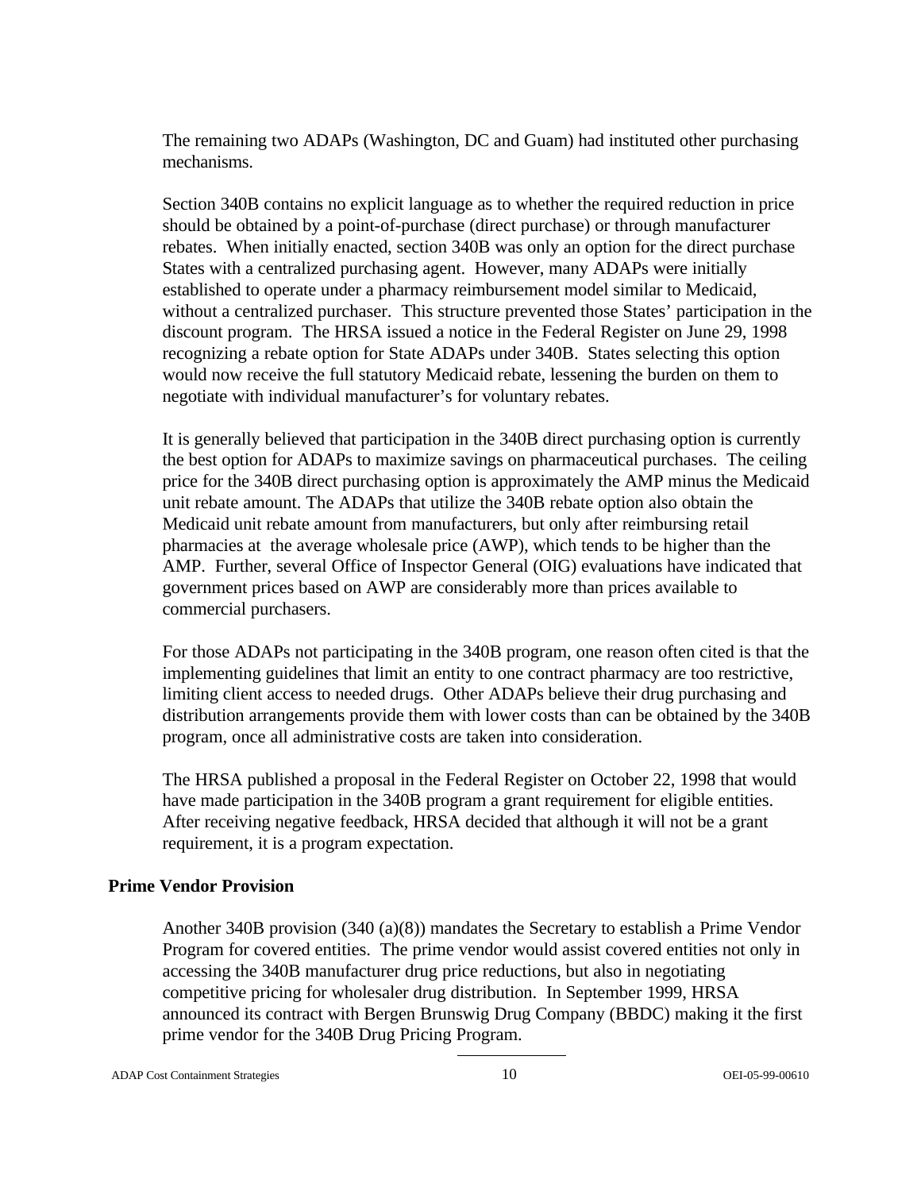The remaining two ADAPs (Washington, DC and Guam) had instituted other purchasing mechanisms.

Section 340B contains no explicit language as to whether the required reduction in price should be obtained by a point-of-purchase (direct purchase) or through manufacturer rebates. When initially enacted, section 340B was only an option for the direct purchase States with a centralized purchasing agent. However, many ADAPs were initially established to operate under a pharmacy reimbursement model similar to Medicaid, without a centralized purchaser. This structure prevented those States' participation in the discount program. The HRSA issued a notice in the Federal Register on June 29, 1998 recognizing a rebate option for State ADAPs under 340B. States selecting this option would now receive the full statutory Medicaid rebate, lessening the burden on them to negotiate with individual manufacturer's for voluntary rebates.

It is generally believed that participation in the 340B direct purchasing option is currently the best option for ADAPs to maximize savings on pharmaceutical purchases. The ceiling price for the 340B direct purchasing option is approximately the AMP minus the Medicaid unit rebate amount. The ADAPs that utilize the 340B rebate option also obtain the Medicaid unit rebate amount from manufacturers, but only after reimbursing retail pharmacies at the average wholesale price (AWP), which tends to be higher than the AMP. Further, several Office of Inspector General (OIG) evaluations have indicated that government prices based on AWP are considerably more than prices available to commercial purchasers.

For those ADAPs not participating in the 340B program, one reason often cited is that the implementing guidelines that limit an entity to one contract pharmacy are too restrictive, limiting client access to needed drugs. Other ADAPs believe their drug purchasing and distribution arrangements provide them with lower costs than can be obtained by the 340B program, once all administrative costs are taken into consideration.

The HRSA published a proposal in the Federal Register on October 22, 1998 that would have made participation in the 340B program a grant requirement for eligible entities. After receiving negative feedback, HRSA decided that although it will not be a grant requirement, it is a program expectation.

## Prime Vendor Provision

Another 340B provision (340 (a)(8)) mandates the Secretary to establish a Prime Vendor Program for covered entities. The prime vendor would assist covered entities not only in accessing the 340B manufacturer drug price reductions, but also in negotiating competitive pricing for wholesaler drug distribution. In September 1999, HRSA announced its contract with Bergen Brunswig Drug Company (BBDC) making it the first prime vendor for the 340B Drug Pricing Program.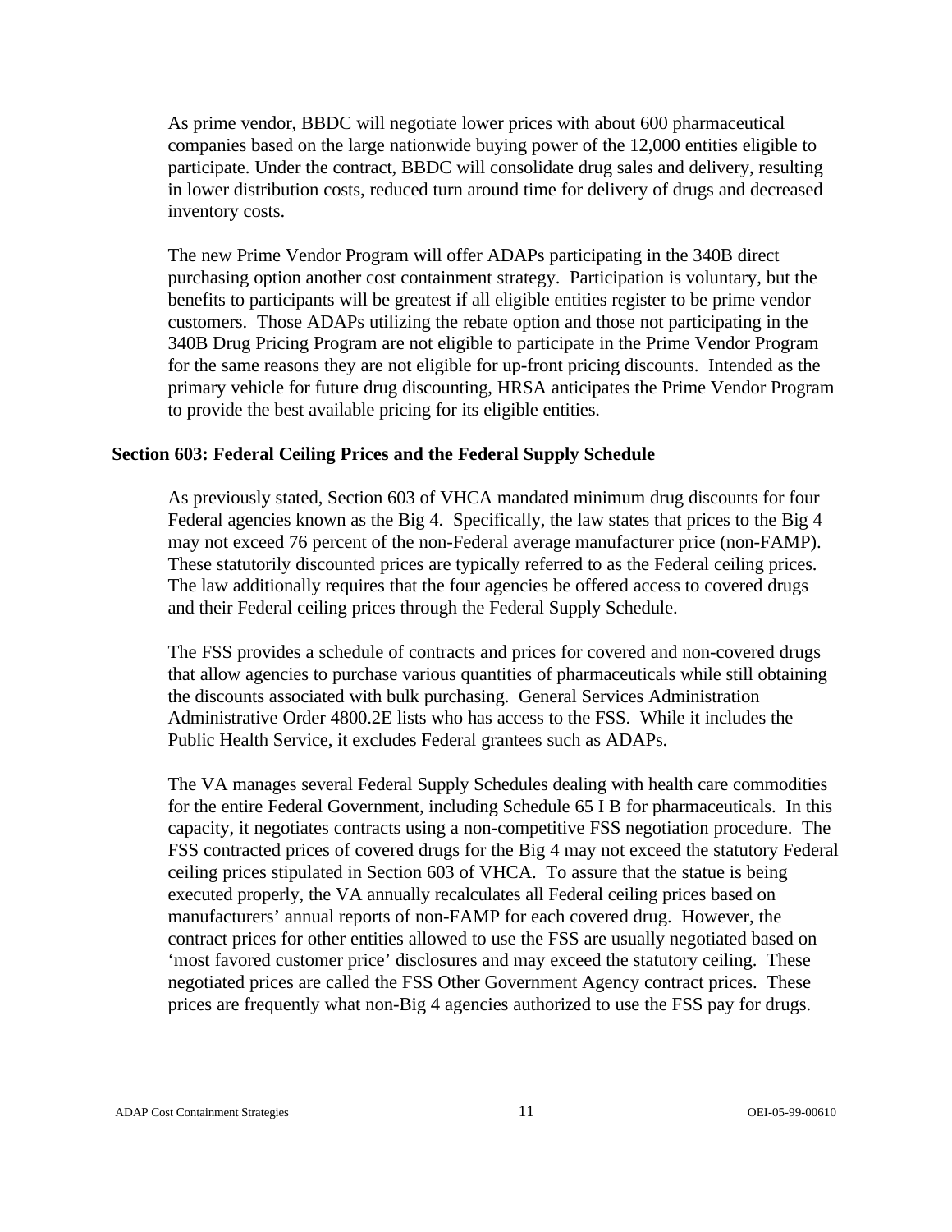As prime vendor, BBDC will negotiate lower prices with about 600 pharmaceutical companies based on the large nationwide buying power of the 12,000 entities eligible to participate. Under the contract, BBDC will consolidate drug sales and delivery, resulting in lower distribution costs, reduced turn around time for delivery of drugs and decreased inventory costs.

The new Prime Vendor Program will offer ADAPs participating in the 340B direct purchasing option another cost containment strategy. Participation is voluntary, but the benefits to participants will be greatest if all eligible entities register to be prime vendor customers. Those ADAPs utilizing the rebate option and those not participating in the 340B Drug Pricing Program are not eligible to participate in the Prime Vendor Program for the same reasons they are not eligible for up-front pricing discounts. Intended as the primary vehicle for future drug discounting, HRSA anticipates the Prime Vendor Program to provide the best available pricing for its eligible entities.

### Section 603: Federal Ceiling Prices and the Federal Supply Schedule

As previously stated, Section 603 of VHCA mandated minimum drug discounts for four Federal agencies known as the Big 4. Specifically, the law states that prices to the Big 4 may not exceed 76 percent of the non-Federal average manufacturer price (non-FAMP). These statutorily discounted prices are typically referred to as the Federal ceiling prices. The law additionally requires that the four agencies be offered access to covered drugs and their Federal ceiling prices through the Federal Supply Schedule.

The FSS provides a schedule of contracts and prices for covered and non-covered drugs that allow agencies to purchase various quantities of pharmaceuticals while still obtaining the discounts associated with bulk purchasing. General Services Administration Administrative Order 4800.2E lists who has access to the FSS. While it includes the Public Health Service, it excludes Federal grantees such as ADAPs.

The VA manages several Federal Supply Schedules dealing with health care commodities for the entire Federal Government, including Schedule 65 I B for pharmaceuticals. In this capacity, it negotiates contracts using a non-competitive FSS negotiation procedure. The FSS contracted prices of covered drugs for the Big 4 may not exceed the statutory Federal ceiling prices stipulated in Section 603 of VHCA. To assure that the statue is being executed properly, the VA annually recalculates all Federal ceiling prices based on manufacturers' annual reports of non-FAMP for each covered drug. However, the contract prices for other entities allowed to use the FSS are usually negotiated based on 'most favored customer price' disclosures and may exceed the statutory ceiling. These negotiated prices are called the FSS Other Government Agency contract prices. These prices are frequently what non-Big 4 agencies authorized to use the FSS pay for drugs.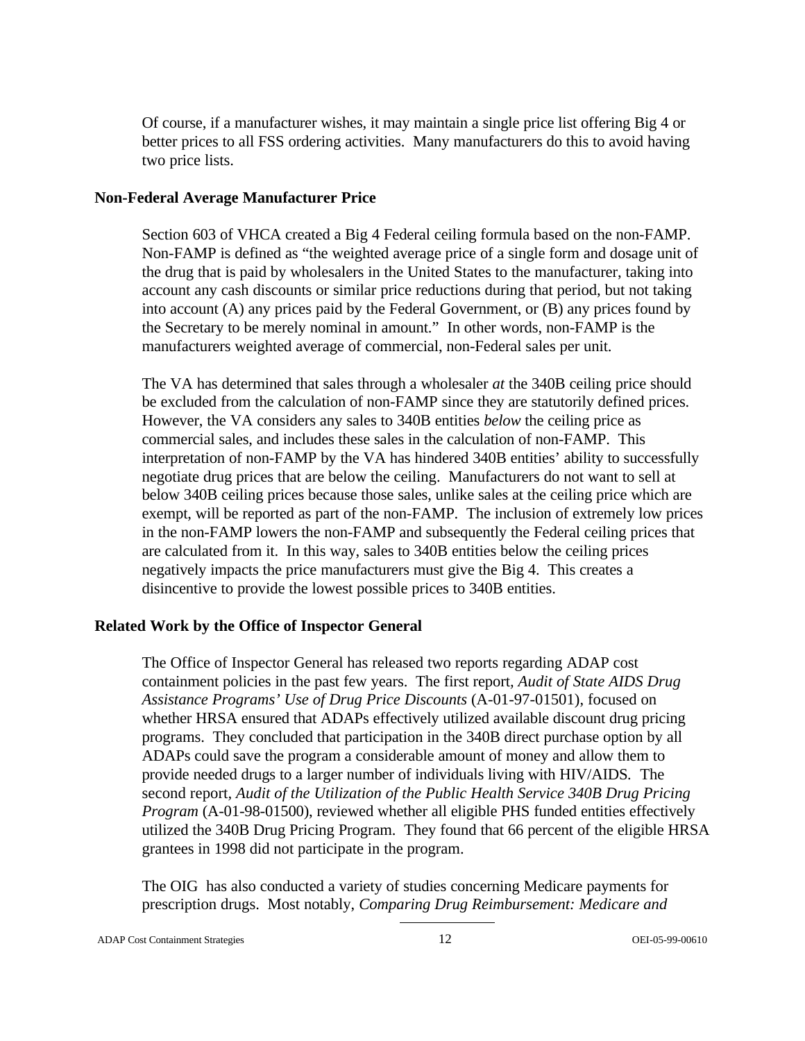Of course, if a manufacturer wishes, it may maintain a single price list offering Big 4 or better prices to all FSS ordering activities. Many manufacturers do this to avoid having two price lists.

### Non-Federal Average Manufacturer Price

Section 603 of VHCA created a Big 4 Federal ceiling formula based on the non-FAMP. Non-FAMP is defined as "the weighted average price of a single form and dosage unit of the drug that is paid by wholesalers in the United States to the manufacturer, taking into account any cash discounts or similar price reductions during that period, but not taking into account (A) any prices paid by the Federal Government, or (B) any prices found by the Secretary to be merely nominal in amount." In other words, non-FAMP is the manufacturers weighted average of commercial, non-Federal sales per unit.

The VA has determined that sales through a wholesaler *at* the 340B ceiling price should be excluded from the calculation of non-FAMP since they are statutorily defined prices. However, the VA considers any sales to 340B entities *below* the ceiling price as commercial sales, and includes these sales in the calculation of non-FAMP. This interpretation of non-FAMP by the VA has hindered 340B entities' ability to successfully negotiate drug prices that are below the ceiling. Manufacturers do not want to sell at below 340B ceiling prices because those sales, unlike sales at the ceiling price which are exempt, will be reported as part of the non-FAMP. The inclusion of extremely low prices in the non-FAMP lowers the non-FAMP and subsequently the Federal ceiling prices that are calculated from it. In this way, sales to 340B entities below the ceiling prices negatively impacts the price manufacturers must give the Big 4. This creates a disincentive to provide the lowest possible prices to 340B entities.

### Related Work by the Office of Inspector General

The Office of Inspector General has released two reports regarding ADAP cost containment policies in the past few years. The first report, *Audit of State AIDS Drug Assistance Programs' Use of Drug Price Discounts* (A-01-97-01501), focused on whether HRSA ensured that ADAPs effectively utilized available discount drug pricing programs. They concluded that participation in the 340B direct purchase option by all ADAPs could save the program a considerable amount of money and allow them to provide needed drugs to a larger number of individuals living with HIV/AIDS. The second report, *Audit of the Utilization of the Public Health Service 340B Drug Pricing Program* (A-01-98-01500), reviewed whether all eligible PHS funded entities effectively utilized the 340B Drug Pricing Program. They found that 66 percent of the eligible HRSA grantees in 1998 did not participate in the program.

The OIG has also conducted a variety of studies concerning Medicare payments for prescription drugs. Most notably, *Comparing Drug Reimbursement: Medicare and*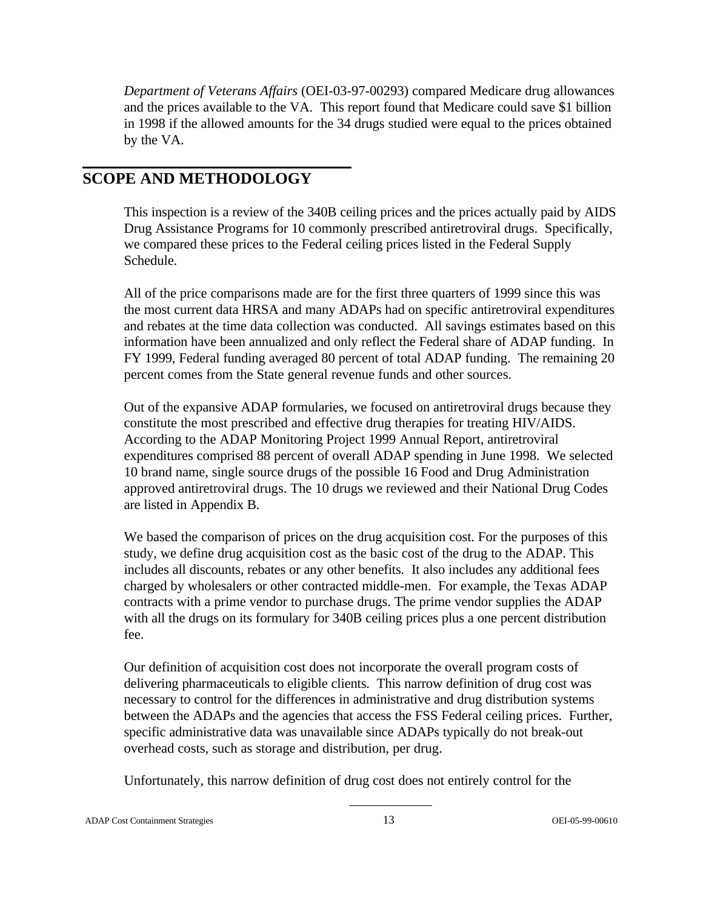*Department of Veterans Affairs* (OEI-03-97-00293) compared Medicare drug allowances and the prices available to the VA. This report found that Medicare could save $1 billion in 1998 if the allowed amounts for the 34 drugs studied were equal to the prices obtained by the VA.

## SCOPE AND METHODOLOGY

This inspection is a review of the 340B ceiling prices and the prices actually paid by AIDS Drug Assistance Programs for 10 commonly prescribed antiretroviral drugs. Specifically, we compared these prices to the Federal ceiling prices listed in the Federal Supply Schedule.

All of the price comparisons made are for the first three quarters of 1999 since this was the most current data HRSA and many ADAPs had on specific antiretroviral expenditures and rebates at the time data collection was conducted. All savings estimates based on this information have been annualized and only reflect the Federal share of ADAP funding. In FY 1999, Federal funding averaged 80 percent of total ADAP funding. The remaining 20 percent comes from the State general revenue funds and other sources.

Out of the expansive ADAP formularies, we focused on antiretroviral drugs because they constitute the most prescribed and effective drug therapies for treating HIV/AIDS. According to the ADAP Monitoring Project 1999 Annual Report, antiretroviral expenditures comprised 88 percent of overall ADAP spending in June 1998. We selected 10 brand name, single source drugs of the possible 16 Food and Drug Administration approved antiretroviral drugs. The 10 drugs we reviewed and their National Drug Codes are listed in Appendix B.

We based the comparison of prices on the drug acquisition cost. For the purposes of this study, we define drug acquisition cost as the basic cost of the drug to the ADAP. This includes all discounts, rebates or any other benefits. It also includes any additional fees charged by wholesalers or other contracted middle-men. For example, the Texas ADAP contracts with a prime vendor to purchase drugs. The prime vendor supplies the ADAP with all the drugs on its formulary for 340B ceiling prices plus a one percent distribution fee.

Our definition of acquisition cost does not incorporate the overall program costs of delivering pharmaceuticals to eligible clients. This narrow definition of drug cost was necessary to control for the differences in administrative and drug distribution systems between the ADAPs and the agencies that access the FSS Federal ceiling prices. Further, specific administrative data was unavailable since ADAPs typically do not break-out overhead costs, such as storage and distribution, per drug.

Unfortunately, this narrow definition of drug cost does not entirely control for the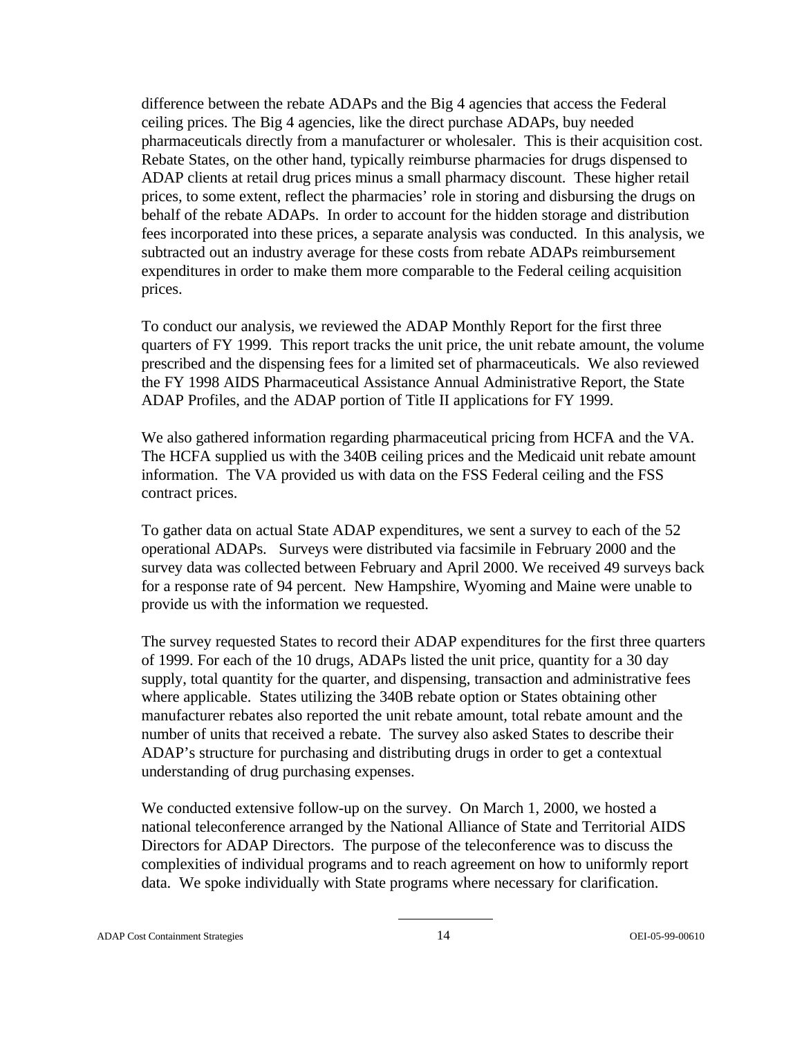difference between the rebate ADAPs and the Big 4 agencies that access the Federal ceiling prices. The Big 4 agencies, like the direct purchase ADAPs, buy needed pharmaceuticals directly from a manufacturer or wholesaler. This is their acquisition cost. Rebate States, on the other hand, typically reimburse pharmacies for drugs dispensed to ADAP clients at retail drug prices minus a small pharmacy discount. These higher retail prices, to some extent, reflect the pharmacies' role in storing and disbursing the drugs on behalf of the rebate ADAPs. In order to account for the hidden storage and distribution fees incorporated into these prices, a separate analysis was conducted. In this analysis, we subtracted out an industry average for these costs from rebate ADAPs reimbursement expenditures in order to make them more comparable to the Federal ceiling acquisition prices.

To conduct our analysis, we reviewed the ADAP Monthly Report for the first three quarters of FY 1999. This report tracks the unit price, the unit rebate amount, the volume prescribed and the dispensing fees for a limited set of pharmaceuticals. We also reviewed the FY 1998 AIDS Pharmaceutical Assistance Annual Administrative Report, the State ADAP Profiles, and the ADAP portion of Title II applications for FY 1999.

We also gathered information regarding pharmaceutical pricing from HCFA and the VA. The HCFA supplied us with the 340B ceiling prices and the Medicaid unit rebate amount information. The VA provided us with data on the FSS Federal ceiling and the FSS contract prices.

To gather data on actual State ADAP expenditures, we sent a survey to each of the 52 operational ADAPs. Surveys were distributed via facsimile in February 2000 and the survey data was collected between February and April 2000. We received 49 surveys back for a response rate of 94 percent. New Hampshire, Wyoming and Maine were unable to provide us with the information we requested.

The survey requested States to record their ADAP expenditures for the first three quarters of 1999. For each of the 10 drugs, ADAPs listed the unit price, quantity for a 30 day supply, total quantity for the quarter, and dispensing, transaction and administrative fees where applicable. States utilizing the 340B rebate option or States obtaining other manufacturer rebates also reported the unit rebate amount, total rebate amount and the number of units that received a rebate. The survey also asked States to describe their ADAP's structure for purchasing and distributing drugs in order to get a contextual understanding of drug purchasing expenses.

We conducted extensive follow-up on the survey. On March 1, 2000, we hosted a national teleconference arranged by the National Alliance of State and Territorial AIDS Directors for ADAP Directors. The purpose of the teleconference was to discuss the complexities of individual programs and to reach agreement on how to uniformly report data. We spoke individually with State programs where necessary for clarification.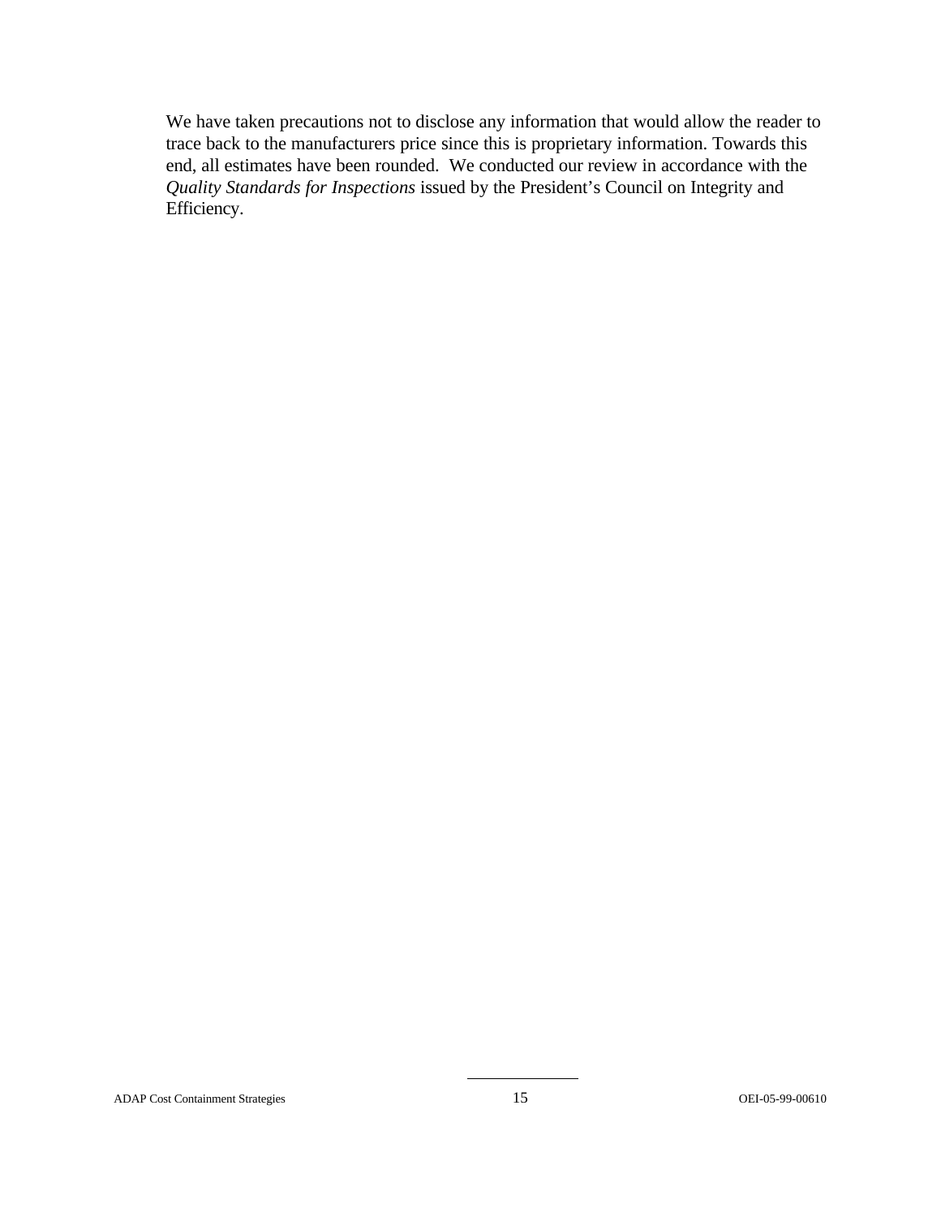We have taken precautions not to disclose any information that would allow the reader to trace back to the manufacturers price since this is proprietary information. Towards this end, all estimates have been rounded. We conducted our review in accordance with the *Quality Standards for Inspections* issued by the President's Council on Integrity and Efficiency.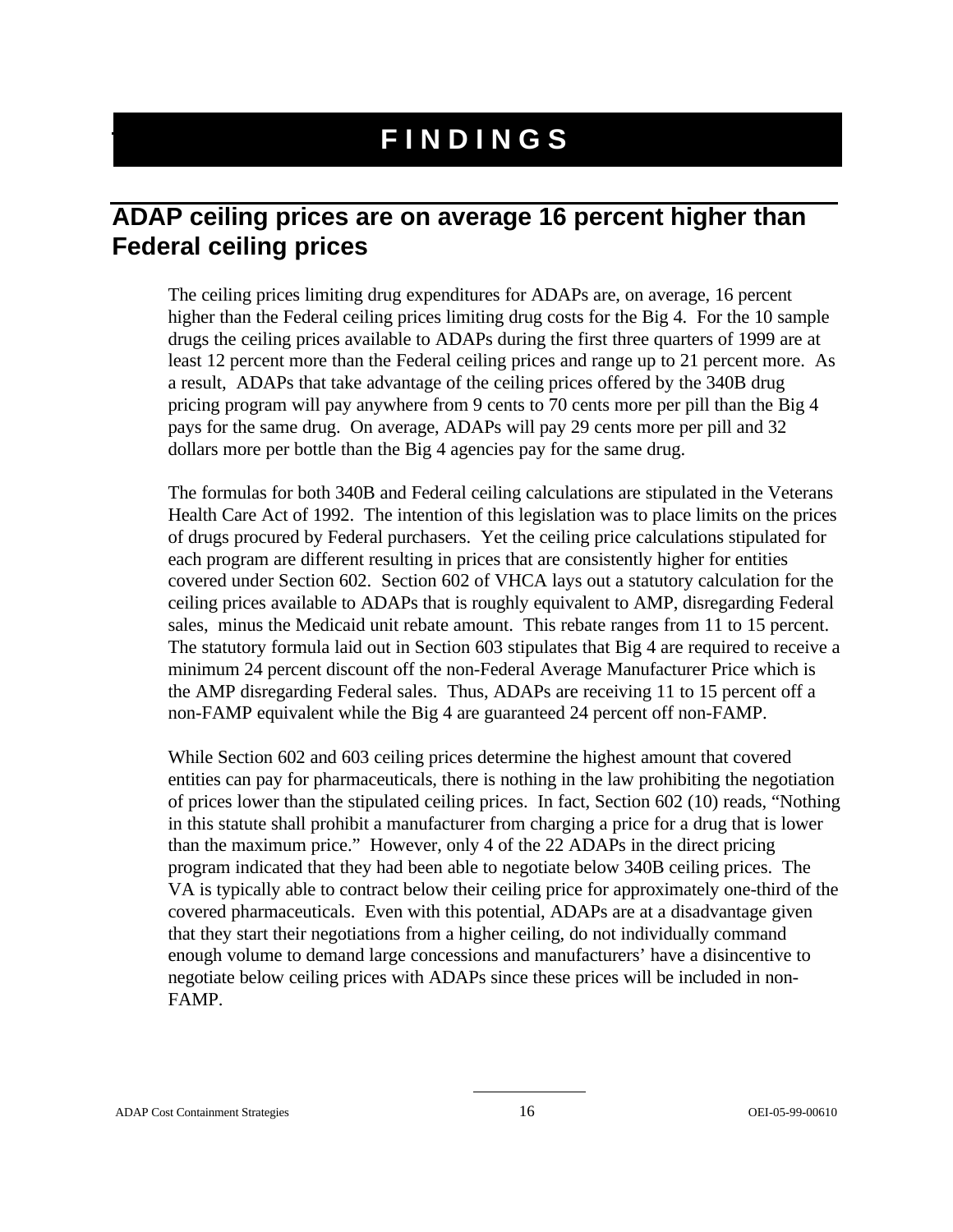# FINDINGS

## ADAP ceiling prices are on average 16 percent higher than Federal ceiling prices

The ceiling prices limiting drug expenditures for ADAPs are, on average, 16 percent higher than the Federal ceiling prices limiting drug costs for the Big 4. For the 10 sample drugs the ceiling prices available to ADAPs during the first three quarters of 1999 are at least 12 percent more than the Federal ceiling prices and range up to 21 percent more. As a result, ADAPs that take advantage of the ceiling prices offered by the 340B drug pricing program will pay anywhere from 9 cents to 70 cents more per pill than the Big 4 pays for the same drug. On average, ADAPs will pay 29 cents more per pill and 32 dollars more per bottle than the Big 4 agencies pay for the same drug.

The formulas for both 340B and Federal ceiling calculations are stipulated in the Veterans Health Care Act of 1992. The intention of this legislation was to place limits on the prices of drugs procured by Federal purchasers. Yet the ceiling price calculations stipulated for each program are different resulting in prices that are consistently higher for entities covered under Section 602. Section 602 of VHCA lays out a statutory calculation for the ceiling prices available to ADAPs that is roughly equivalent to AMP, disregarding Federal sales, minus the Medicaid unit rebate amount. This rebate ranges from 11 to 15 percent. The statutory formula laid out in Section 603 stipulates that Big 4 are required to receive a minimum 24 percent discount off the non-Federal Average Manufacturer Price which is the AMP disregarding Federal sales. Thus, ADAPs are receiving 11 to 15 percent off a non-FAMP equivalent while the Big 4 are guaranteed 24 percent off non-FAMP.

While Section 602 and 603 ceiling prices determine the highest amount that covered entities can pay for pharmaceuticals, there is nothing in the law prohibiting the negotiation of prices lower than the stipulated ceiling prices. In fact, Section 602 (10) reads, "Nothing in this statute shall prohibit a manufacturer from charging a price for a drug that is lower than the maximum price." However, only 4 of the 22 ADAPs in the direct pricing program indicated that they had been able to negotiate below 340B ceiling prices. The VA is typically able to contract below their ceiling price for approximately one-third of the covered pharmaceuticals. Even with this potential, ADAPs are at a disadvantage given that they start their negotiations from a higher ceiling, do not individually command enough volume to demand large concessions and manufacturers' have a disincentive to negotiate below ceiling prices with ADAPs since these prices will be included in non-FAMP.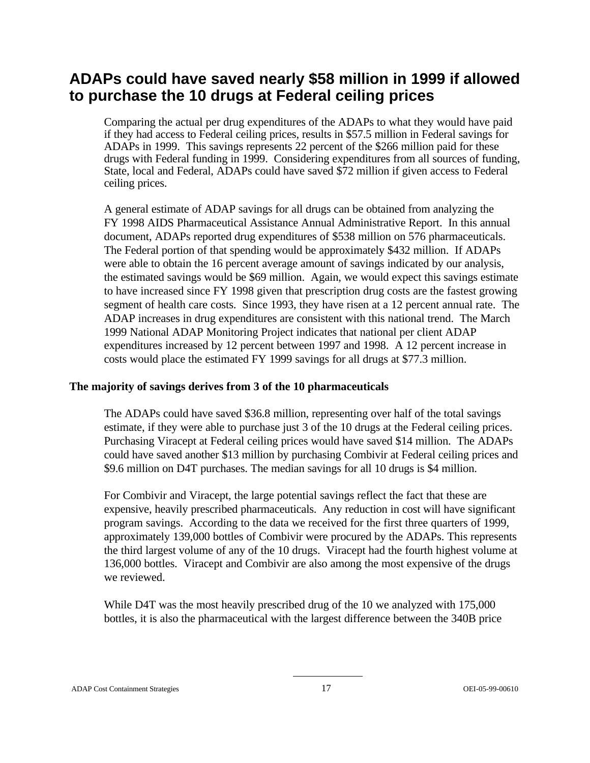## ADAPs could have saved nearly $58 million in 1999 if allowed to purchase the 10 drugs at Federal ceiling prices

Comparing the actual per drug expenditures of the ADAPs to what they would have paid if they had access to Federal ceiling prices, results in $57.5 million in Federal savings for ADAPs in 1999. This savings represents 22 percent of the $266 million paid for these drugs with Federal funding in 1999. Considering expenditures from all sources of funding, State, local and Federal, ADAPs could have saved $72 million if given access to Federal ceiling prices.

A general estimate of ADAP savings for all drugs can be obtained from analyzing the FY 1998 AIDS Pharmaceutical Assistance Annual Administrative Report. In this annual document, ADAPs reported drug expenditures of $538 million on 576 pharmaceuticals. The Federal portion of that spending would be approximately $432 million. If ADAPs were able to obtain the 16 percent average amount of savings indicated by our analysis, the estimated savings would be $69 million. Again, we would expect this savings estimate to have increased since FY 1998 given that prescription drug costs are the fastest growing segment of health care costs. Since 1993, they have risen at a 12 percent annual rate. The ADAP increases in drug expenditures are consistent with this national trend. The March 1999 National ADAP Monitoring Project indicates that national per client ADAP expenditures increased by 12 percent between 1997 and 1998. A 12 percent increase in costs would place the estimated FY 1999 savings for all drugs at $77.3 million.

**The majority of savings derives from 3 of the 10 pharmaceuticals**

The ADAPs could have saved $36.8 million, representing over half of the total savings estimate, if they were able to purchase just 3 of the 10 drugs at the Federal ceiling prices. Purchasing Viracept at Federal ceiling prices would have saved $14 million. The ADAPs could have saved another $13 million by purchasing Combivir at Federal ceiling prices and $9.6 million on D4T purchases. The median savings for all 10 drugs is $4 million.

For Combivir and Viracept, the large potential savings reflect the fact that these are expensive, heavily prescribed pharmaceuticals. Any reduction in cost will have significant program savings. According to the data we received for the first three quarters of 1999, approximately 139,000 bottles of Combivir were procured by the ADAPs. This represents the third largest volume of any of the 10 drugs. Viracept had the fourth highest volume at 136,000 bottles. Viracept and Combivir are also among the most expensive of the drugs we reviewed.

While D4T was the most heavily prescribed drug of the 10 we analyzed with 175,000 bottles, it is also the pharmaceutical with the largest difference between the 340B price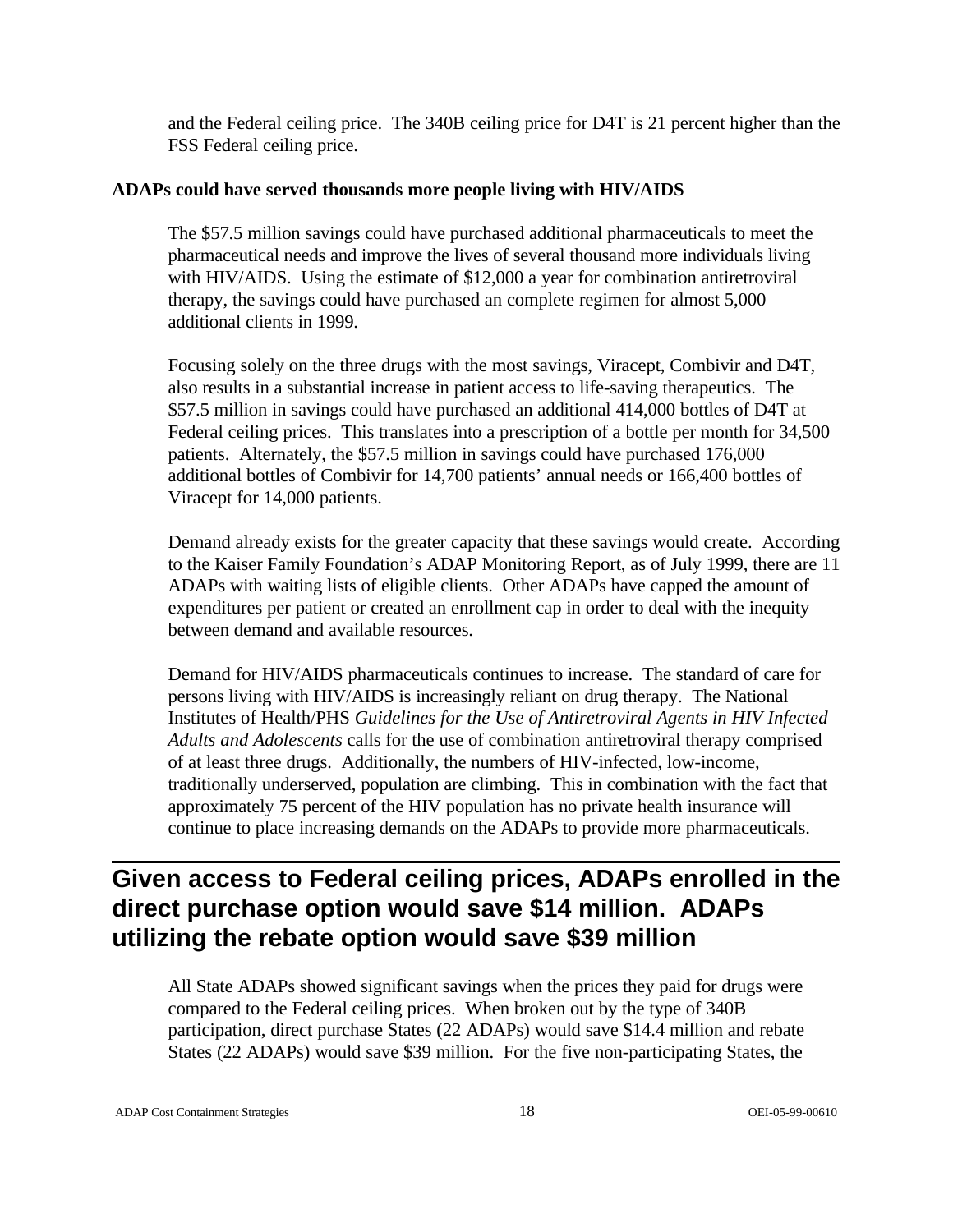and the Federal ceiling price. The 340B ceiling price for D4T is 21 percent higher than the FSS Federal ceiling price.

**ADAPs could have served thousands more people living with HIV/AIDS**

The $57.5 million savings could have purchased additional pharmaceuticals to meet the pharmaceutical needs and improve the lives of several thousand more individuals living with HIV/AIDS. Using the estimate of $12,000 a year for combination antiretroviral therapy, the savings could have purchased an complete regimen for almost 5,000 additional clients in 1999.

Focusing solely on the three drugs with the most savings, Viracept, Combivir and D4T, also results in a substantial increase in patient access to life-saving therapeutics. The $57.5 million in savings could have purchased an additional 414,000 bottles of D4T at Federal ceiling prices. This translates into a prescription of a bottle per month for 34,500 patients. Alternately, the $57.5 million in savings could have purchased 176,000 additional bottles of Combivir for 14,700 patients' annual needs or 166,400 bottles of Viracept for 14,000 patients.

Demand already exists for the greater capacity that these savings would create. According to the Kaiser Family Foundation's ADAP Monitoring Report, as of July 1999, there are 11 ADAPs with waiting lists of eligible clients. Other ADAPs have capped the amount of expenditures per patient or created an enrollment cap in order to deal with the inequity between demand and available resources.

Demand for HIV/AIDS pharmaceuticals continues to increase. The standard of care for persons living with HIV/AIDS is increasingly reliant on drug therapy. The National Institutes of Health/PHS *Guidelines for the Use of Antiretroviral Agents in HIV Infected Adults and Adolescents* calls for the use of combination antiretroviral therapy comprised of at least three drugs. Additionally, the numbers of HIV-infected, low-income, traditionally underserved, population are climbing. This in combination with the fact that approximately 75 percent of the HIV population has no private health insurance will continue to place increasing demands on the ADAPs to provide more pharmaceuticals.

## Given access to Federal ceiling prices, ADAPs enrolled in the direct purchase option would save $14 million. ADAPs utilizing the rebate option would save $39 million

All State ADAPs showed significant savings when the prices they paid for drugs were compared to the Federal ceiling prices. When broken out by the type of 340B participation, direct purchase States (22 ADAPs) would save $14.4 million and rebate States (22 ADAPs) would save $39 million. For the five non-participating States, the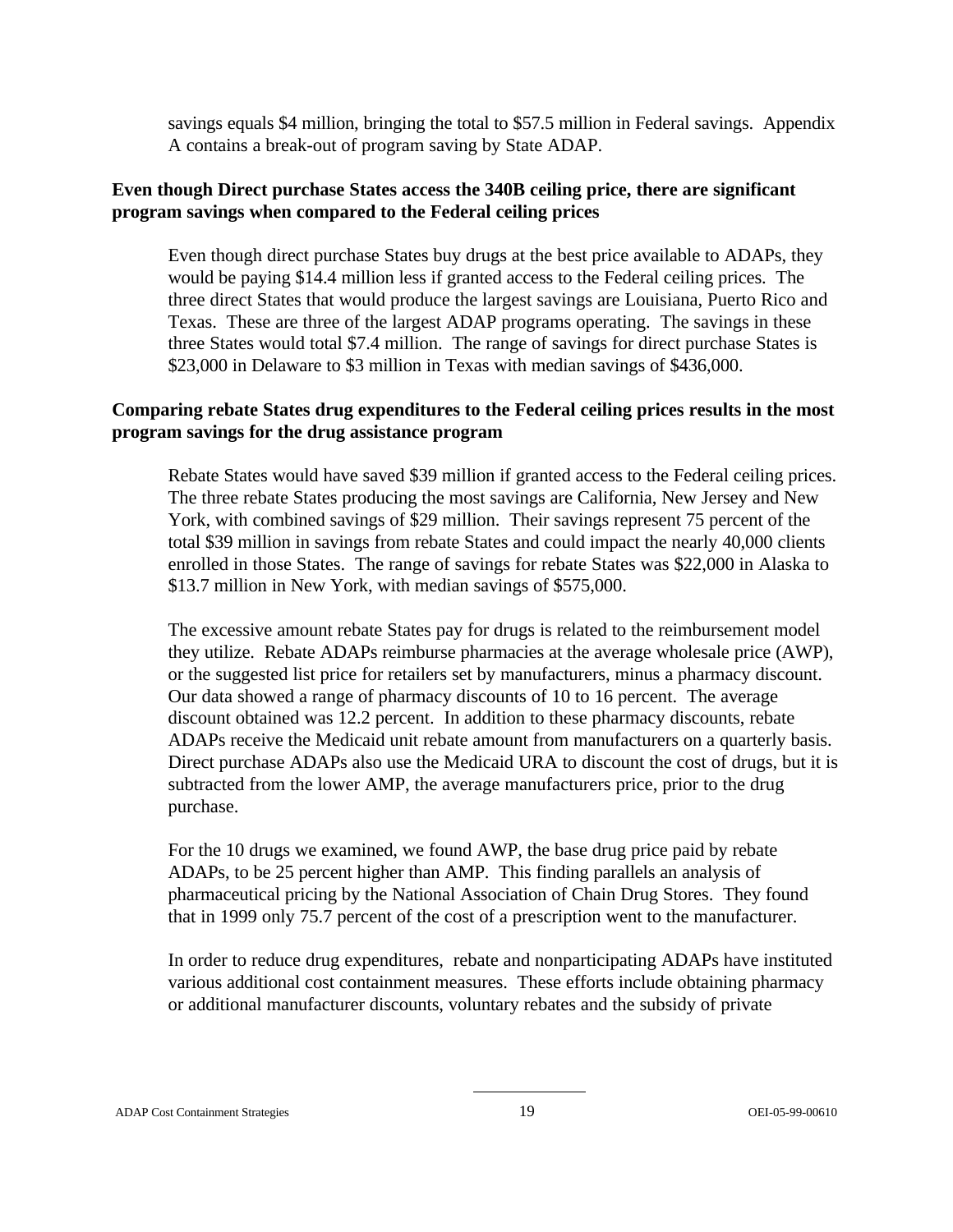savings equals \$4 million, bringing the total to \$57.5 million in Federal savings. Appendix A contains a break-out of program saving by State ADAP.

**Even though Direct purchase States access the 340B ceiling price, there are significant program savings when compared to the Federal ceiling prices**

Even though direct purchase States buy drugs at the best price available to ADAPs, they would be paying \$14.4 million less if granted access to the Federal ceiling prices. The three direct States that would produce the largest savings are Louisiana, Puerto Rico and Texas. These are three of the largest ADAP programs operating. The savings in these three States would total \$7.4 million. The range of savings for direct purchase States is \$23,000 in Delaware to \$3 million in Texas with median savings of \$436,000.

**Comparing rebate States drug expenditures to the Federal ceiling prices results in the most program savings for the drug assistance program**

Rebate States would have saved \$39 million if granted access to the Federal ceiling prices. The three rebate States producing the most savings are California, New Jersey and New York, with combined savings of \$29 million. Their savings represent 75 percent of the total \$39 million in savings from rebate States and could impact the nearly 40,000 clients enrolled in those States. The range of savings for rebate States was \$22,000 in Alaska to \$13.7 million in New York, with median savings of \$575,000.

The excessive amount rebate States pay for drugs is related to the reimbursement model they utilize. Rebate ADAPs reimburse pharmacies at the average wholesale price (AWP), or the suggested list price for retailers set by manufacturers, minus a pharmacy discount. Our data showed a range of pharmacy discounts of 10 to 16 percent. The average discount obtained was 12.2 percent. In addition to these pharmacy discounts, rebate ADAPs receive the Medicaid unit rebate amount from manufacturers on a quarterly basis. Direct purchase ADAPs also use the Medicaid URA to discount the cost of drugs, but it is subtracted from the lower AMP, the average manufacturers price, prior to the drug purchase.

For the 10 drugs we examined, we found AWP, the base drug price paid by rebate ADAPs, to be 25 percent higher than AMP. This finding parallels an analysis of pharmaceutical pricing by the National Association of Chain Drug Stores. They found that in 1999 only 75.7 percent of the cost of a prescription went to the manufacturer.

In order to reduce drug expenditures, rebate and nonparticipating ADAPs have instituted various additional cost containment measures. These efforts include obtaining pharmacy or additional manufacturer discounts, voluntary rebates and the subsidy of private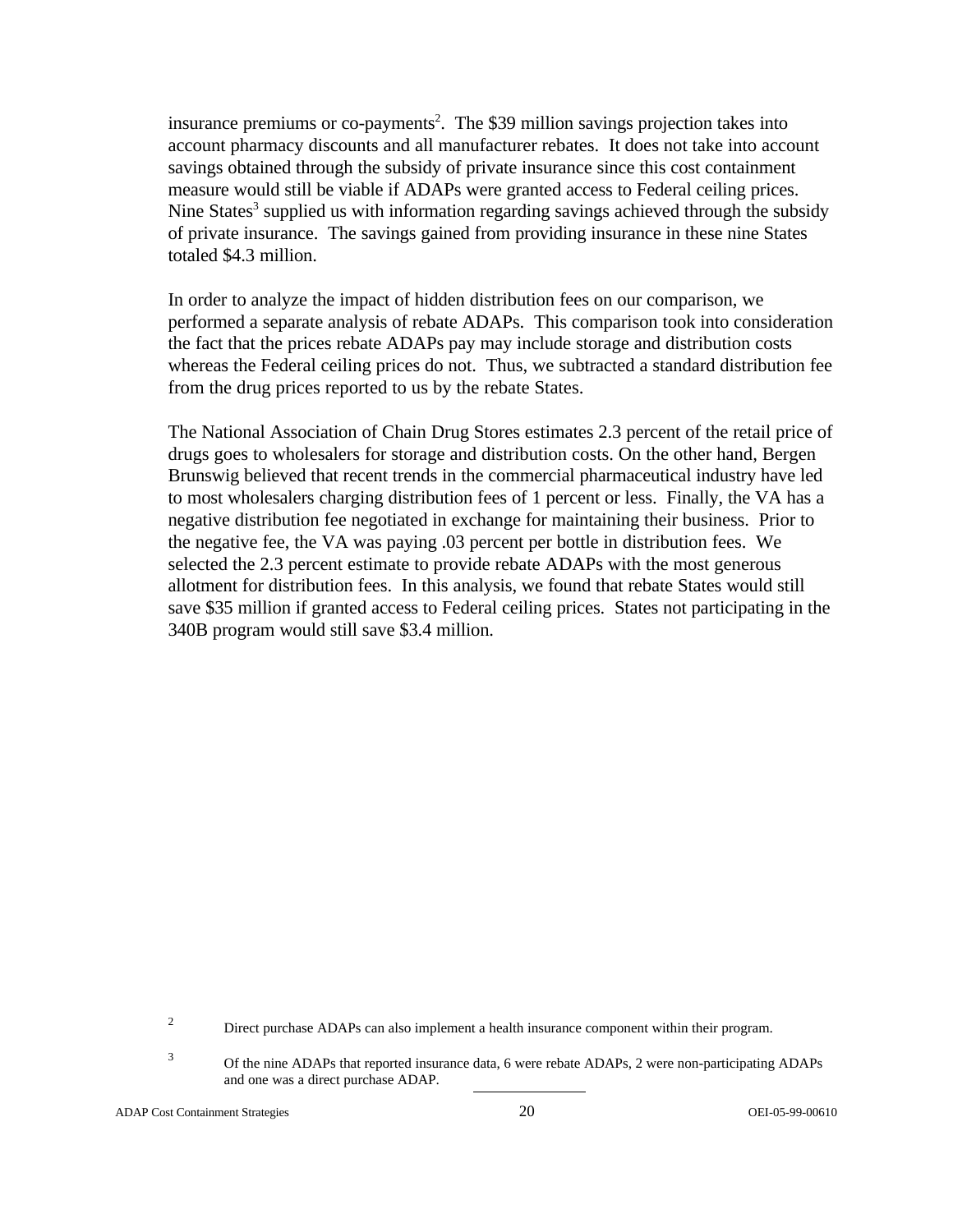insurance premiums or co-payments[2]. The $39 million savings projection takes into account pharmacy discounts and all manufacturer rebates. It does not take into account savings obtained through the subsidy of private insurance since this cost containment measure would still be viable if ADAPs were granted access to Federal ceiling prices. Nine States[3] supplied us with information regarding savings achieved through the subsidy of private insurance. The savings gained from providing insurance in these nine States totaled $4.3 million.

In order to analyze the impact of hidden distribution fees on our comparison, we performed a separate analysis of rebate ADAPs. This comparison took into consideration the fact that the prices rebate ADAPs pay may include storage and distribution costs whereas the Federal ceiling prices do not. Thus, we subtracted a standard distribution fee from the drug prices reported to us by the rebate States.

The National Association of Chain Drug Stores estimates 2.3 percent of the retail price of drugs goes to wholesalers for storage and distribution costs. On the other hand, Bergen Brunswig believed that recent trends in the commercial pharmaceutical industry have led to most wholesalers charging distribution fees of 1 percent or less. Finally, the VA has a negative distribution fee negotiated in exchange for maintaining their business. Prior to the negative fee, the VA was paying .03 percent per bottle in distribution fees. We selected the 2.3 percent estimate to provide rebate ADAPs with the most generous allotment for distribution fees. In this analysis, we found that rebate States would still save $35 million if granted access to Federal ceiling prices. States not participating in the 340B program would still save $3.4 million.

---

[2] Direct purchase ADAPs can also implement a health insurance component within their program.

[3] Of the nine ADAPs that reported insurance data, 6 were rebate ADAPs, 2 were non-participating ADAPs and one was a direct purchase ADAP.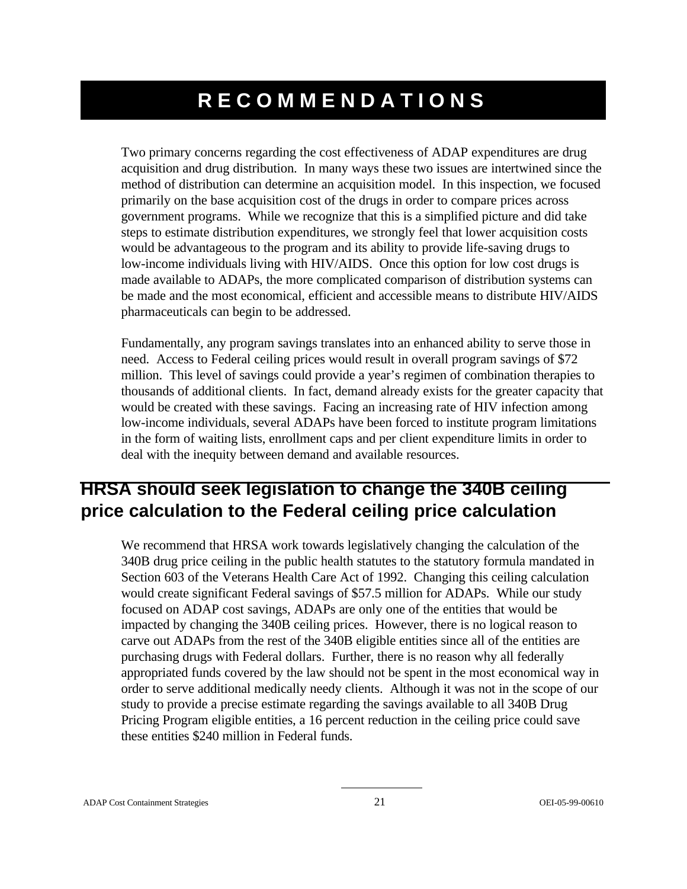# RECOMMENDATIONS

Two primary concerns regarding the cost effectiveness of ADAP expenditures are drug acquisition and drug distribution. In many ways these two issues are intertwined since the method of distribution can determine an acquisition model. In this inspection, we focused primarily on the base acquisition cost of the drugs in order to compare prices across government programs. While we recognize that this is a simplified picture and did take steps to estimate distribution expenditures, we strongly feel that lower acquisition costs would be advantageous to the program and its ability to provide life-saving drugs to low-income individuals living with HIV/AIDS. Once this option for low cost drugs is made available to ADAPs, the more complicated comparison of distribution systems can be made and the most economical, efficient and accessible means to distribute HIV/AIDS pharmaceuticals can begin to be addressed.

Fundamentally, any program savings translates into an enhanced ability to serve those in need. Access to Federal ceiling prices would result in overall program savings of $72 million. This level of savings could provide a year's regimen of combination therapies to thousands of additional clients. In fact, demand already exists for the greater capacity that would be created with these savings. Facing an increasing rate of HIV infection among low-income individuals, several ADAPs have been forced to institute program limitations in the form of waiting lists, enrollment caps and per client expenditure limits in order to deal with the inequity between demand and available resources.

## HRSA should seek legislation to change the 340B ceiling price calculation to the Federal ceiling price calculation

We recommend that HRSA work towards legislatively changing the calculation of the 340B drug price ceiling in the public health statutes to the statutory formula mandated in Section 603 of the Veterans Health Care Act of 1992. Changing this ceiling calculation would create significant Federal savings of $57.5 million for ADAPs. While our study focused on ADAP cost savings, ADAPs are only one of the entities that would be impacted by changing the 340B ceiling prices. However, there is no logical reason to carve out ADAPs from the rest of the 340B eligible entities since all of the entities are purchasing drugs with Federal dollars. Further, there is no reason why all federally appropriated funds covered by the law should not be spent in the most economical way in order to serve additional medically needy clients. Although it was not in the scope of our study to provide a precise estimate regarding the savings available to all 340B Drug Pricing Program eligible entities, a 16 percent reduction in the ceiling price could save these entities $240 million in Federal funds.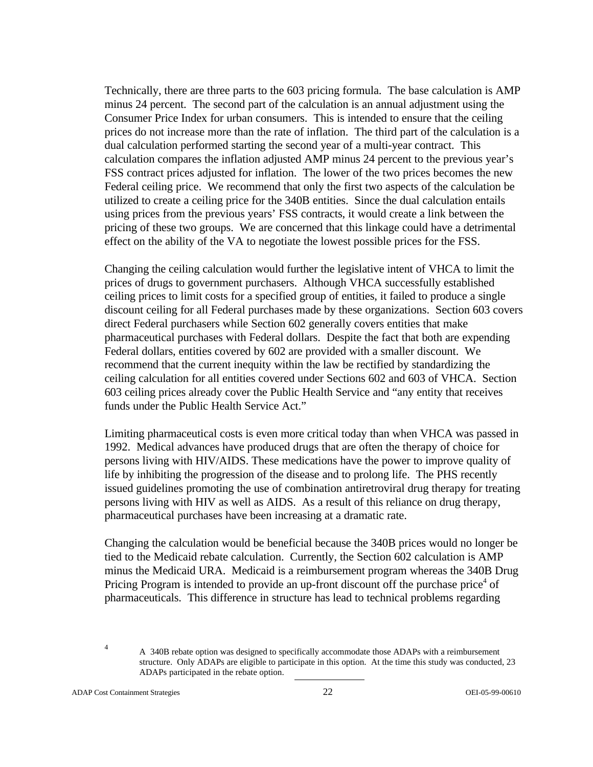Technically, there are three parts to the 603 pricing formula. The base calculation is AMP minus 24 percent. The second part of the calculation is an annual adjustment using the Consumer Price Index for urban consumers. This is intended to ensure that the ceiling prices do not increase more than the rate of inflation. The third part of the calculation is a dual calculation performed starting the second year of a multi-year contract. This calculation compares the inflation adjusted AMP minus 24 percent to the previous year's FSS contract prices adjusted for inflation. The lower of the two prices becomes the new Federal ceiling price. We recommend that only the first two aspects of the calculation be utilized to create a ceiling price for the 340B entities. Since the dual calculation entails using prices from the previous years' FSS contracts, it would create a link between the pricing of these two groups. We are concerned that this linkage could have a detrimental effect on the ability of the VA to negotiate the lowest possible prices for the FSS.

Changing the ceiling calculation would further the legislative intent of VHCA to limit the prices of drugs to government purchasers. Although VHCA successfully established ceiling prices to limit costs for a specified group of entities, it failed to produce a single discount ceiling for all Federal purchases made by these organizations. Section 603 covers direct Federal purchasers while Section 602 generally covers entities that make pharmaceutical purchases with Federal dollars. Despite the fact that both are expending Federal dollars, entities covered by 602 are provided with a smaller discount. We recommend that the current inequity within the law be rectified by standardizing the ceiling calculation for all entities covered under Sections 602 and 603 of VHCA. Section 603 ceiling prices already cover the Public Health Service and "any entity that receives funds under the Public Health Service Act."

Limiting pharmaceutical costs is even more critical today than when VHCA was passed in 1992. Medical advances have produced drugs that are often the therapy of choice for persons living with HIV/AIDS. These medications have the power to improve quality of life by inhibiting the progression of the disease and to prolong life. The PHS recently issued guidelines promoting the use of combination antiretroviral drug therapy for treating persons living with HIV as well as AIDS. As a result of this reliance on drug therapy, pharmaceutical purchases have been increasing at a dramatic rate.

Changing the calculation would be beneficial because the 340B prices would no longer be tied to the Medicaid rebate calculation. Currently, the Section 602 calculation is AMP minus the Medicaid URA. Medicaid is a reimbursement program whereas the 340B Drug Pricing Program is intended to provide an up-front discount off the purchase price[4] of pharmaceuticals. This difference in structure has lead to technical problems regarding

---

[4] A 340B rebate option was designed to specifically accommodate those ADAPs with a reimbursement structure. Only ADAPs are eligible to participate in this option. At the time this study was conducted, 23 ADAPs participated in the rebate option.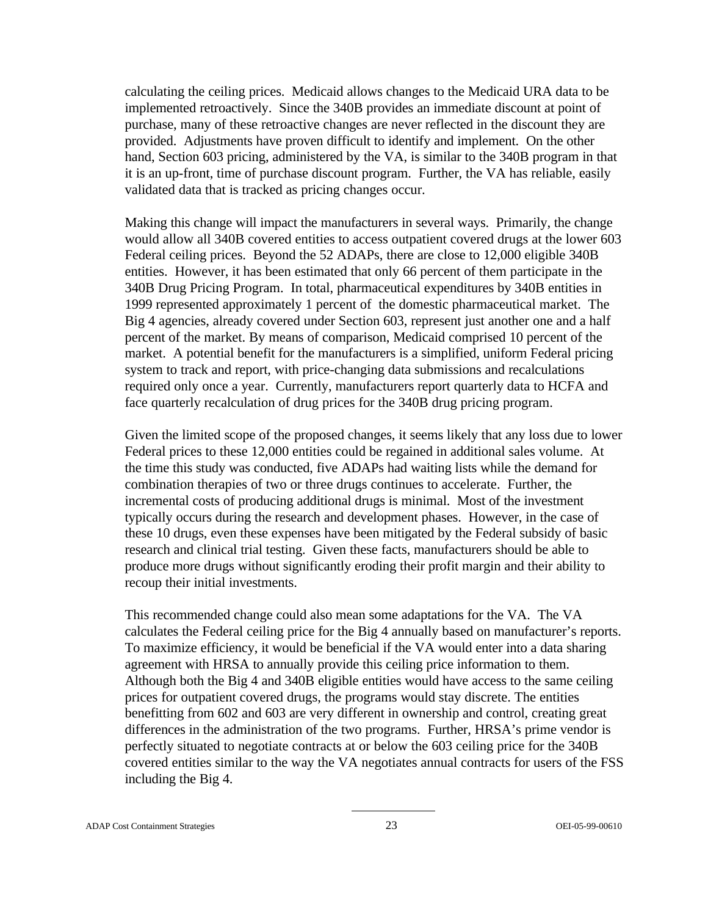calculating the ceiling prices. Medicaid allows changes to the Medicaid URA data to be implemented retroactively. Since the 340B provides an immediate discount at point of purchase, many of these retroactive changes are never reflected in the discount they are provided. Adjustments have proven difficult to identify and implement. On the other hand, Section 603 pricing, administered by the VA, is similar to the 340B program in that it is an up-front, time of purchase discount program. Further, the VA has reliable, easily validated data that is tracked as pricing changes occur.

Making this change will impact the manufacturers in several ways. Primarily, the change would allow all 340B covered entities to access outpatient covered drugs at the lower 603 Federal ceiling prices. Beyond the 52 ADAPs, there are close to 12,000 eligible 340B entities. However, it has been estimated that only 66 percent of them participate in the 340B Drug Pricing Program. In total, pharmaceutical expenditures by 340B entities in 1999 represented approximately 1 percent of the domestic pharmaceutical market. The Big 4 agencies, already covered under Section 603, represent just another one and a half percent of the market. By means of comparison, Medicaid comprised 10 percent of the market. A potential benefit for the manufacturers is a simplified, uniform Federal pricing system to track and report, with price-changing data submissions and recalculations required only once a year. Currently, manufacturers report quarterly data to HCFA and face quarterly recalculation of drug prices for the 340B drug pricing program.

Given the limited scope of the proposed changes, it seems likely that any loss due to lower Federal prices to these 12,000 entities could be regained in additional sales volume. At the time this study was conducted, five ADAPs had waiting lists while the demand for combination therapies of two or three drugs continues to accelerate. Further, the incremental costs of producing additional drugs is minimal. Most of the investment typically occurs during the research and development phases. However, in the case of these 10 drugs, even these expenses have been mitigated by the Federal subsidy of basic research and clinical trial testing. Given these facts, manufacturers should be able to produce more drugs without significantly eroding their profit margin and their ability to recoup their initial investments.

This recommended change could also mean some adaptations for the VA. The VA calculates the Federal ceiling price for the Big 4 annually based on manufacturer's reports. To maximize efficiency, it would be beneficial if the VA would enter into a data sharing agreement with HRSA to annually provide this ceiling price information to them. Although both the Big 4 and 340B eligible entities would have access to the same ceiling prices for outpatient covered drugs, the programs would stay discrete. The entities benefitting from 602 and 603 are very different in ownership and control, creating great differences in the administration of the two programs. Further, HRSA's prime vendor is perfectly situated to negotiate contracts at or below the 603 ceiling price for the 340B covered entities similar to the way the VA negotiates annual contracts for users of the FSS including the Big 4.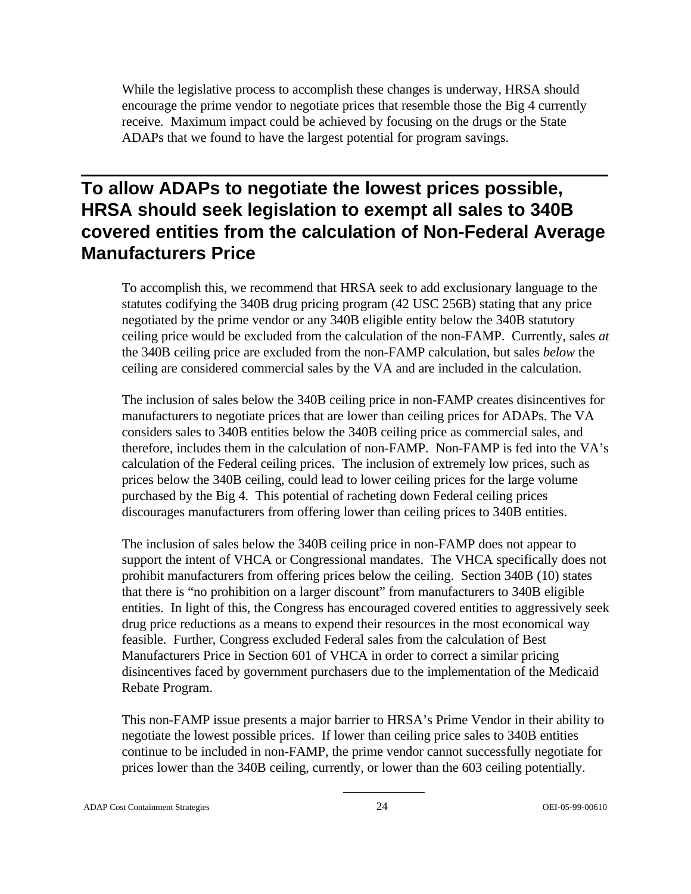While the legislative process to accomplish these changes is underway, HRSA should encourage the prime vendor to negotiate prices that resemble those the Big 4 currently receive. Maximum impact could be achieved by focusing on the drugs or the State ADAPs that we found to have the largest potential for program savings.

## To allow ADAPs to negotiate the lowest prices possible, HRSA should seek legislation to exempt all sales to 340B covered entities from the calculation of Non-Federal Average Manufacturers Price

To accomplish this, we recommend that HRSA seek to add exclusionary language to the statutes codifying the 340B drug pricing program (42 USC 256B) stating that any price negotiated by the prime vendor or any 340B eligible entity below the 340B statutory ceiling price would be excluded from the calculation of the non-FAMP. Currently, sales *at* the 340B ceiling price are excluded from the non-FAMP calculation, but sales *below* the ceiling are considered commercial sales by the VA and are included in the calculation.

The inclusion of sales below the 340B ceiling price in non-FAMP creates disincentives for manufacturers to negotiate prices that are lower than ceiling prices for ADAPs. The VA considers sales to 340B entities below the 340B ceiling price as commercial sales, and therefore, includes them in the calculation of non-FAMP. Non-FAMP is fed into the VA's calculation of the Federal ceiling prices. The inclusion of extremely low prices, such as prices below the 340B ceiling, could lead to lower ceiling prices for the large volume purchased by the Big 4. This potential of racheting down Federal ceiling prices discourages manufacturers from offering lower than ceiling prices to 340B entities.

The inclusion of sales below the 340B ceiling price in non-FAMP does not appear to support the intent of VHCA or Congressional mandates. The VHCA specifically does not prohibit manufacturers from offering prices below the ceiling. Section 340B (10) states that there is "no prohibition on a larger discount" from manufacturers to 340B eligible entities. In light of this, the Congress has encouraged covered entities to aggressively seek drug price reductions as a means to expend their resources in the most economical way feasible. Further, Congress excluded Federal sales from the calculation of Best Manufacturers Price in Section 601 of VHCA in order to correct a similar pricing disincentives faced by government purchasers due to the implementation of the Medicaid Rebate Program.

This non-FAMP issue presents a major barrier to HRSA's Prime Vendor in their ability to negotiate the lowest possible prices. If lower than ceiling price sales to 340B entities continue to be included in non-FAMP, the prime vendor cannot successfully negotiate for prices lower than the 340B ceiling, currently, or lower than the 603 ceiling potentially.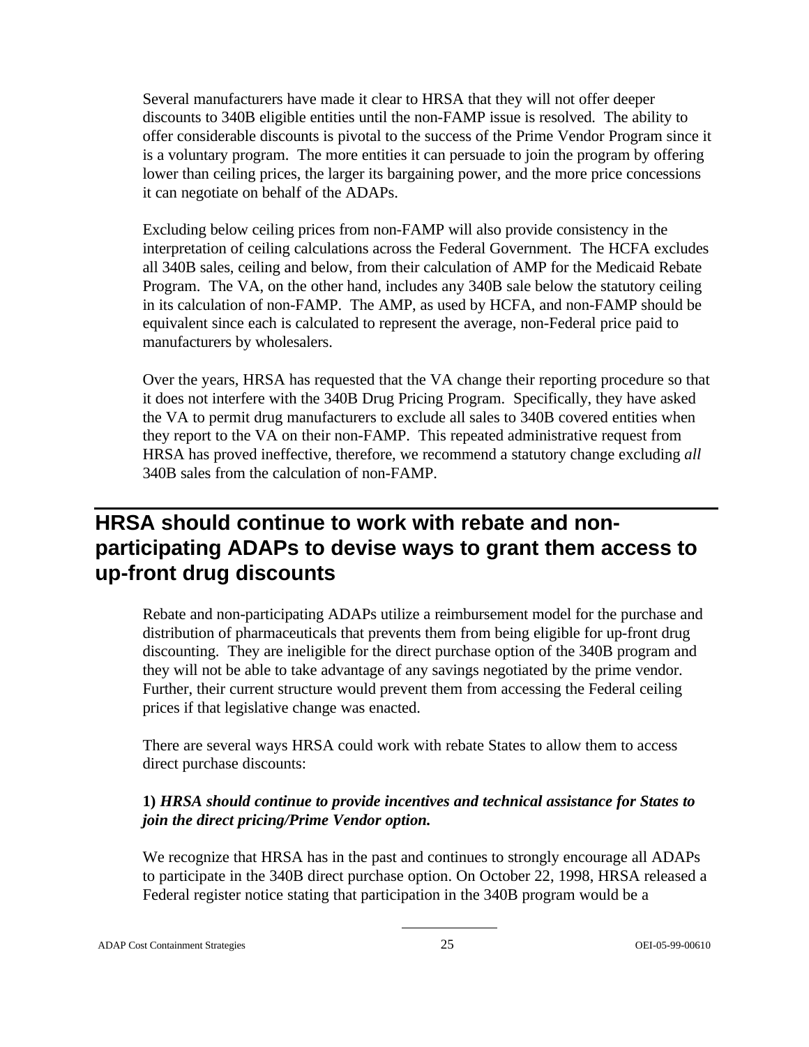Several manufacturers have made it clear to HRSA that they will not offer deeper discounts to 340B eligible entities until the non-FAMP issue is resolved. The ability to offer considerable discounts is pivotal to the success of the Prime Vendor Program since it is a voluntary program. The more entities it can persuade to join the program by offering lower than ceiling prices, the larger its bargaining power, and the more price concessions it can negotiate on behalf of the ADAPs.

Excluding below ceiling prices from non-FAMP will also provide consistency in the interpretation of ceiling calculations across the Federal Government. The HCFA excludes all 340B sales, ceiling and below, from their calculation of AMP for the Medicaid Rebate Program. The VA, on the other hand, includes any 340B sale below the statutory ceiling in its calculation of non-FAMP. The AMP, as used by HCFA, and non-FAMP should be equivalent since each is calculated to represent the average, non-Federal price paid to manufacturers by wholesalers.

Over the years, HRSA has requested that the VA change their reporting procedure so that it does not interfere with the 340B Drug Pricing Program. Specifically, they have asked the VA to permit drug manufacturers to exclude all sales to 340B covered entities when they report to the VA on their non-FAMP. This repeated administrative request from HRSA has proved ineffective, therefore, we recommend a statutory change excluding *all* 340B sales from the calculation of non-FAMP.

## HRSA should continue to work with rebate and non-participating ADAPs to devise ways to grant them access to up-front drug discounts

Rebate and non-participating ADAPs utilize a reimbursement model for the purchase and distribution of pharmaceuticals that prevents them from being eligible for up-front drug discounting. They are ineligible for the direct purchase option of the 340B program and they will not be able to take advantage of any savings negotiated by the prime vendor. Further, their current structure would prevent them from accessing the Federal ceiling prices if that legislative change was enacted.

There are several ways HRSA could work with rebate States to allow them to access direct purchase discounts:

**1)** ***HRSA should continue to provide incentives and technical assistance for States to join the direct pricing/Prime Vendor option.***

We recognize that HRSA has in the past and continues to strongly encourage all ADAPs to participate in the 340B direct purchase option. On October 22, 1998, HRSA released a Federal register notice stating that participation in the 340B program would be a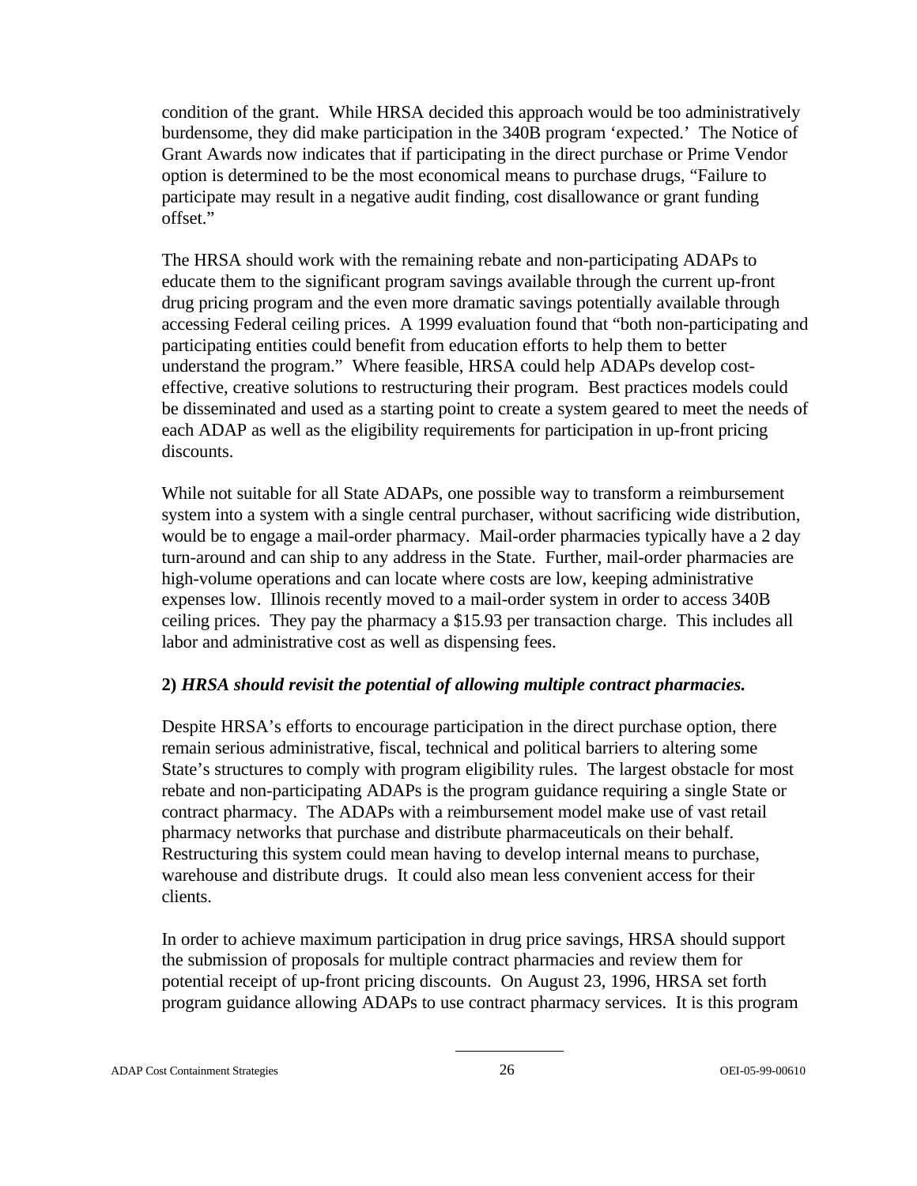condition of the grant. While HRSA decided this approach would be too administratively burdensome, they did make participation in the 340B program 'expected.' The Notice of Grant Awards now indicates that if participating in the direct purchase or Prime Vendor option is determined to be the most economical means to purchase drugs, "Failure to participate may result in a negative audit finding, cost disallowance or grant funding offset."

The HRSA should work with the remaining rebate and non-participating ADAPs to educate them to the significant program savings available through the current up-front drug pricing program and the even more dramatic savings potentially available through accessing Federal ceiling prices. A 1999 evaluation found that "both non-participating and participating entities could benefit from education efforts to help them to better understand the program." Where feasible, HRSA could help ADAPs develop cost-effective, creative solutions to restructuring their program. Best practices models could be disseminated and used as a starting point to create a system geared to meet the needs of each ADAP as well as the eligibility requirements for participation in up-front pricing discounts.

While not suitable for all State ADAPs, one possible way to transform a reimbursement system into a system with a single central purchaser, without sacrificing wide distribution, would be to engage a mail-order pharmacy. Mail-order pharmacies typically have a 2 day turn-around and can ship to any address in the State. Further, mail-order pharmacies are high-volume operations and can locate where costs are low, keeping administrative expenses low. Illinois recently moved to a mail-order system in order to access 340B ceiling prices. They pay the pharmacy a $15.93 per transaction charge. This includes all labor and administrative cost as well as dispensing fees.

**2)** ***HRSA should revisit the potential of allowing multiple contract pharmacies.***

Despite HRSA's efforts to encourage participation in the direct purchase option, there remain serious administrative, fiscal, technical and political barriers to altering some State's structures to comply with program eligibility rules. The largest obstacle for most rebate and non-participating ADAPs is the program guidance requiring a single State or contract pharmacy. The ADAPs with a reimbursement model make use of vast retail pharmacy networks that purchase and distribute pharmaceuticals on their behalf. Restructuring this system could mean having to develop internal means to purchase, warehouse and distribute drugs. It could also mean less convenient access for their clients.

In order to achieve maximum participation in drug price savings, HRSA should support the submission of proposals for multiple contract pharmacies and review them for potential receipt of up-front pricing discounts. On August 23, 1996, HRSA set forth program guidance allowing ADAPs to use contract pharmacy services. It is this program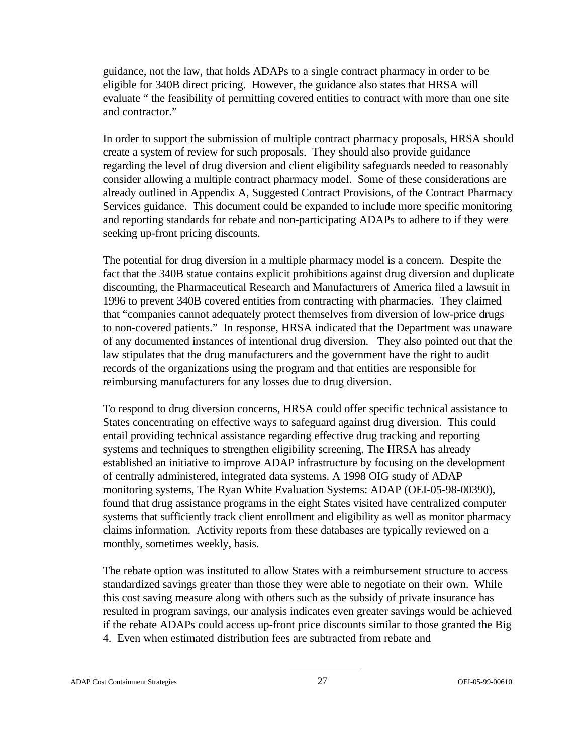guidance, not the law, that holds ADAPs to a single contract pharmacy in order to be eligible for 340B direct pricing. However, the guidance also states that HRSA will evaluate " the feasibility of permitting covered entities to contract with more than one site and contractor."

In order to support the submission of multiple contract pharmacy proposals, HRSA should create a system of review for such proposals. They should also provide guidance regarding the level of drug diversion and client eligibility safeguards needed to reasonably consider allowing a multiple contract pharmacy model. Some of these considerations are already outlined in Appendix A, Suggested Contract Provisions, of the Contract Pharmacy Services guidance. This document could be expanded to include more specific monitoring and reporting standards for rebate and non-participating ADAPs to adhere to if they were seeking up-front pricing discounts.

The potential for drug diversion in a multiple pharmacy model is a concern. Despite the fact that the 340B statue contains explicit prohibitions against drug diversion and duplicate discounting, the Pharmaceutical Research and Manufacturers of America filed a lawsuit in 1996 to prevent 340B covered entities from contracting with pharmacies. They claimed that "companies cannot adequately protect themselves from diversion of low-price drugs to non-covered patients." In response, HRSA indicated that the Department was unaware of any documented instances of intentional drug diversion. They also pointed out that the law stipulates that the drug manufacturers and the government have the right to audit records of the organizations using the program and that entities are responsible for reimbursing manufacturers for any losses due to drug diversion.

To respond to drug diversion concerns, HRSA could offer specific technical assistance to States concentrating on effective ways to safeguard against drug diversion. This could entail providing technical assistance regarding effective drug tracking and reporting systems and techniques to strengthen eligibility screening. The HRSA has already established an initiative to improve ADAP infrastructure by focusing on the development of centrally administered, integrated data systems. A 1998 OIG study of ADAP monitoring systems, The Ryan White Evaluation Systems: ADAP (OEI-05-98-00390), found that drug assistance programs in the eight States visited have centralized computer systems that sufficiently track client enrollment and eligibility as well as monitor pharmacy claims information. Activity reports from these databases are typically reviewed on a monthly, sometimes weekly, basis.

The rebate option was instituted to allow States with a reimbursement structure to access standardized savings greater than those they were able to negotiate on their own. While this cost saving measure along with others such as the subsidy of private insurance has resulted in program savings, our analysis indicates even greater savings would be achieved if the rebate ADAPs could access up-front price discounts similar to those granted the Big 4. Even when estimated distribution fees are subtracted from rebate and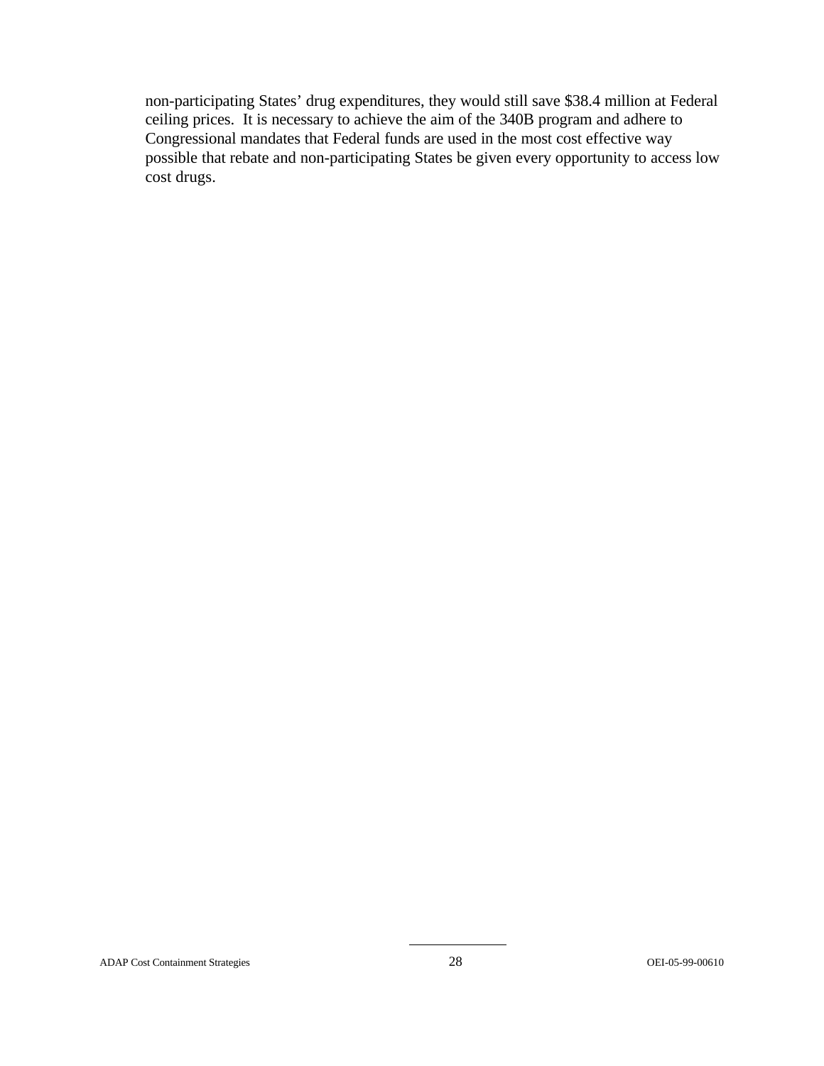non-participating States' drug expenditures, they would still save $38.4 million at Federal ceiling prices. It is necessary to achieve the aim of the 340B program and adhere to Congressional mandates that Federal funds are used in the most cost effective way possible that rebate and non-participating States be given every opportunity to access low cost drugs.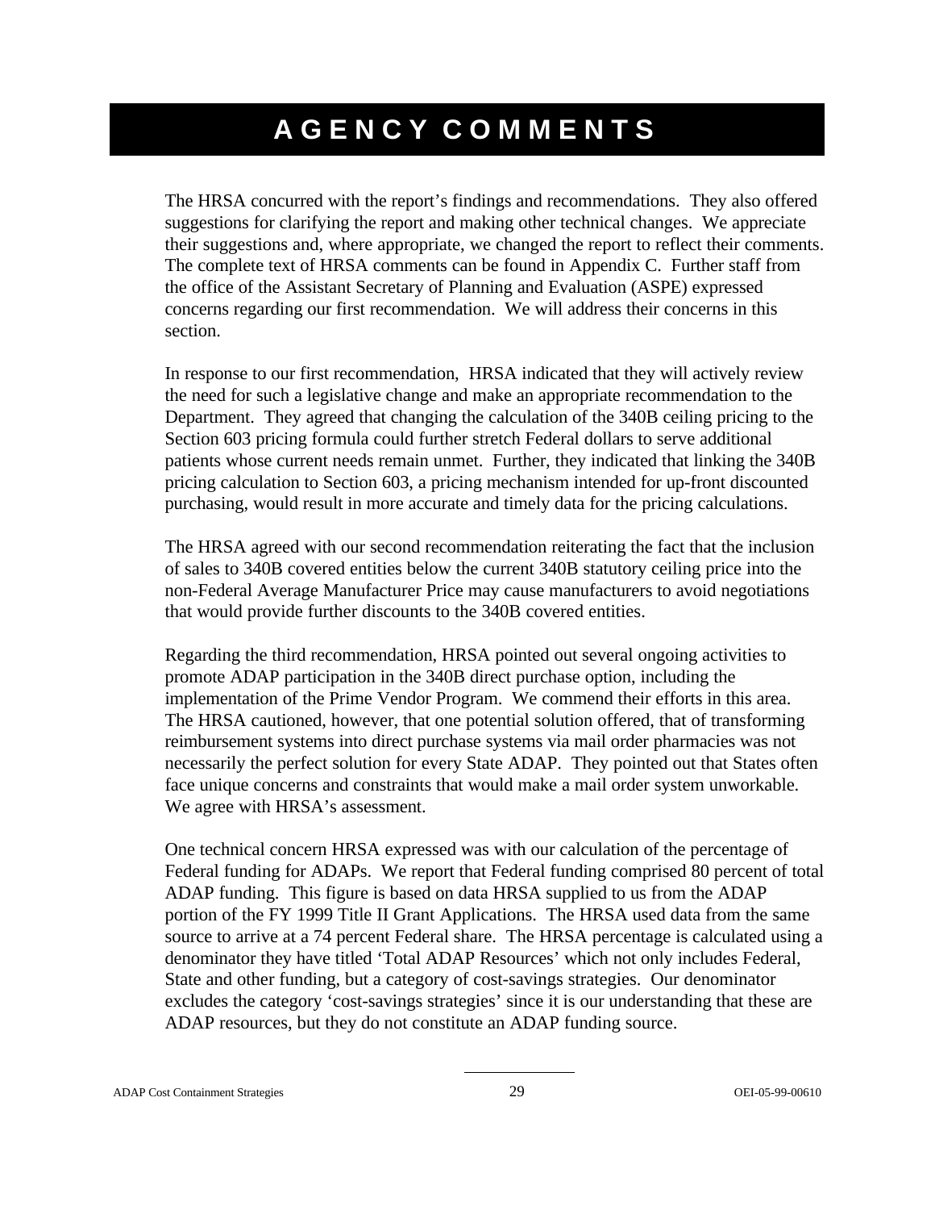# AGENCY COMMENTS

The HRSA concurred with the report's findings and recommendations. They also offered suggestions for clarifying the report and making other technical changes. We appreciate their suggestions and, where appropriate, we changed the report to reflect their comments. The complete text of HRSA comments can be found in Appendix C. Further staff from the office of the Assistant Secretary of Planning and Evaluation (ASPE) expressed concerns regarding our first recommendation. We will address their concerns in this section.

In response to our first recommendation, HRSA indicated that they will actively review the need for such a legislative change and make an appropriate recommendation to the Department. They agreed that changing the calculation of the 340B ceiling pricing to the Section 603 pricing formula could further stretch Federal dollars to serve additional patients whose current needs remain unmet. Further, they indicated that linking the 340B pricing calculation to Section 603, a pricing mechanism intended for up-front discounted purchasing, would result in more accurate and timely data for the pricing calculations.

The HRSA agreed with our second recommendation reiterating the fact that the inclusion of sales to 340B covered entities below the current 340B statutory ceiling price into the non-Federal Average Manufacturer Price may cause manufacturers to avoid negotiations that would provide further discounts to the 340B covered entities.

Regarding the third recommendation, HRSA pointed out several ongoing activities to promote ADAP participation in the 340B direct purchase option, including the implementation of the Prime Vendor Program. We commend their efforts in this area. The HRSA cautioned, however, that one potential solution offered, that of transforming reimbursement systems into direct purchase systems via mail order pharmacies was not necessarily the perfect solution for every State ADAP. They pointed out that States often face unique concerns and constraints that would make a mail order system unworkable. We agree with HRSA's assessment.

One technical concern HRSA expressed was with our calculation of the percentage of Federal funding for ADAPs. We report that Federal funding comprised 80 percent of total ADAP funding. This figure is based on data HRSA supplied to us from the ADAP portion of the FY 1999 Title II Grant Applications. The HRSA used data from the same source to arrive at a 74 percent Federal share. The HRSA percentage is calculated using a denominator they have titled 'Total ADAP Resources' which not only includes Federal, State and other funding, but a category of cost-savings strategies. Our denominator excludes the category 'cost-savings strategies' since it is our understanding that these are ADAP resources, but they do not constitute an ADAP funding source.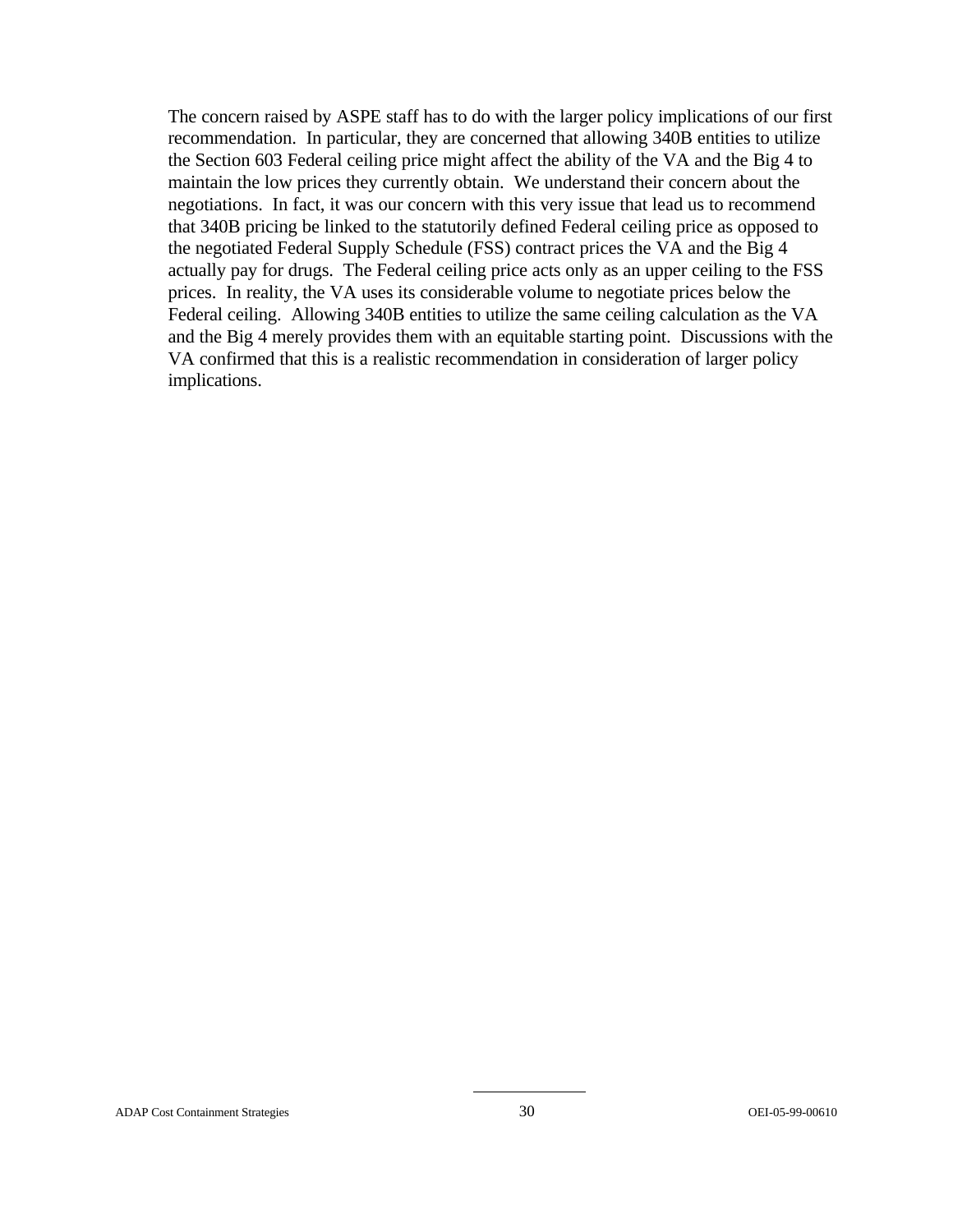The concern raised by ASPE staff has to do with the larger policy implications of our first recommendation. In particular, they are concerned that allowing 340B entities to utilize the Section 603 Federal ceiling price might affect the ability of the VA and the Big 4 to maintain the low prices they currently obtain. We understand their concern about the negotiations. In fact, it was our concern with this very issue that lead us to recommend that 340B pricing be linked to the statutorily defined Federal ceiling price as opposed to the negotiated Federal Supply Schedule (FSS) contract prices the VA and the Big 4 actually pay for drugs. The Federal ceiling price acts only as an upper ceiling to the FSS prices. In reality, the VA uses its considerable volume to negotiate prices below the Federal ceiling. Allowing 340B entities to utilize the same ceiling calculation as the VA and the Big 4 merely provides them with an equitable starting point. Discussions with the VA confirmed that this is a realistic recommendation in consideration of larger policy implications.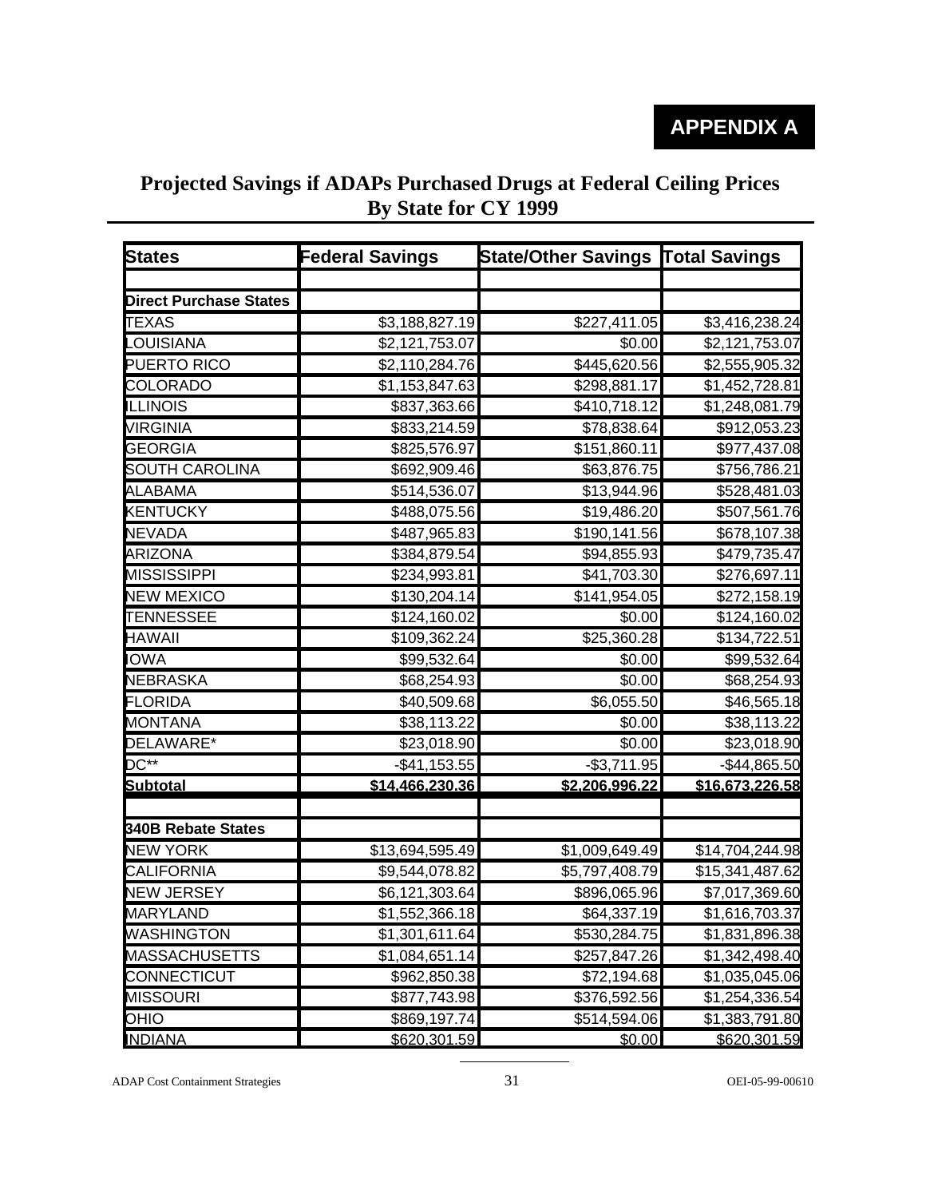# APPENDIX A

## Projected Savings if ADAPs Purchased Drugs at Federal Ceiling Prices By State for CY 1999

| States | Federal Savings | State/Other Savings | Total Savings |
|---|---|---|---|
| | | | |
| **Direct Purchase States** | | | |
| TEXAS | $3,188,827.19 | $227,411.05 | $3,416,238.24 |
| LOUISIANA | $2,121,753.07 | $0.00 | $2,121,753.07 |
| PUERTO RICO | $2,110,284.76 | $445,620.56 | $2,555,905.32 |
| COLORADO | $1,153,847.63 | $298,881.17 | $1,452,728.81 |
| ILLINOIS | $837,363.66 | $410,718.12 | $1,248,081.79 |
| VIRGINIA | $833,214.59 | $78,838.64 | $912,053.23 |
| GEORGIA | $825,576.97 | $151,860.11 | $977,437.08 |
| SOUTH CAROLINA | $692,909.46 | $63,876.75 | $756,786.21 |
| ALABAMA | $514,536.07 | $13,944.96 | $528,481.03 |
| KENTUCKY | $488,075.56 | $19,486.20 | $507,561.76 |
| NEVADA | $487,965.83 | $190,141.56 | $678,107.38 |
| ARIZONA | $384,879.54 | $94,855.93 | $479,735.47 |
| MISSISSIPPI | $234,993.81 | $41,703.30 | $276,697.11 |
| NEW MEXICO | $130,204.14 | $141,954.05 | $272,158.19 |
| TENNESSEE | $124,160.02 | $0.00 | $124,160.02 |
| HAWAII | $109,362.24 | $25,360.28 | $134,722.51 |
| IOWA | $99,532.64 | $0.00 | $99,532.64 |
| NEBRASKA | $68,254.93 | $0.00 | $68,254.93 |
| FLORIDA | $40,509.68 | $6,055.50 | $46,565.18 |
| MONTANA | $38,113.22 | $0.00 | $38,113.22 |
| DELAWARE* | $23,018.90 | $0.00 | $23,018.90 |
| DC** | -$41,153.55 | -$3,711.95 | -$44,865.50 |
| **Subtotal** | **$14,466,230.36** | **$2,206,996.22** | **$16,673,226.58** |
| | | | |
| **340B Rebate States** | | | |
| NEW YORK | $13,694,595.49 | $1,009,649.49 | $14,704,244.98 |
| CALIFORNIA | $9,544,078.82 | $5,797,408.79 | $15,341,487.62 |
| NEW JERSEY | $6,121,303.64 | $896,065.96 | $7,017,369.60 |
| MARYLAND | $1,552,366.18 | $64,337.19 | $1,616,703.37 |
| WASHINGTON | $1,301,611.64 | $530,284.75 | $1,831,896.38 |
| MASSACHUSETTS | $1,084,651.14 | $257,847.26 | $1,342,498.40 |
| CONNECTICUT | $962,850.38 | $72,194.68 | $1,035,045.06 |
| MISSOURI | $877,743.98 | $376,592.56 | $1,254,336.54 |
| OHIO | $869,197.74 | $514,594.06 | $1,383,791.80 |
| INDIANA | $620,301.59 | $0.00 | $620,301.59 |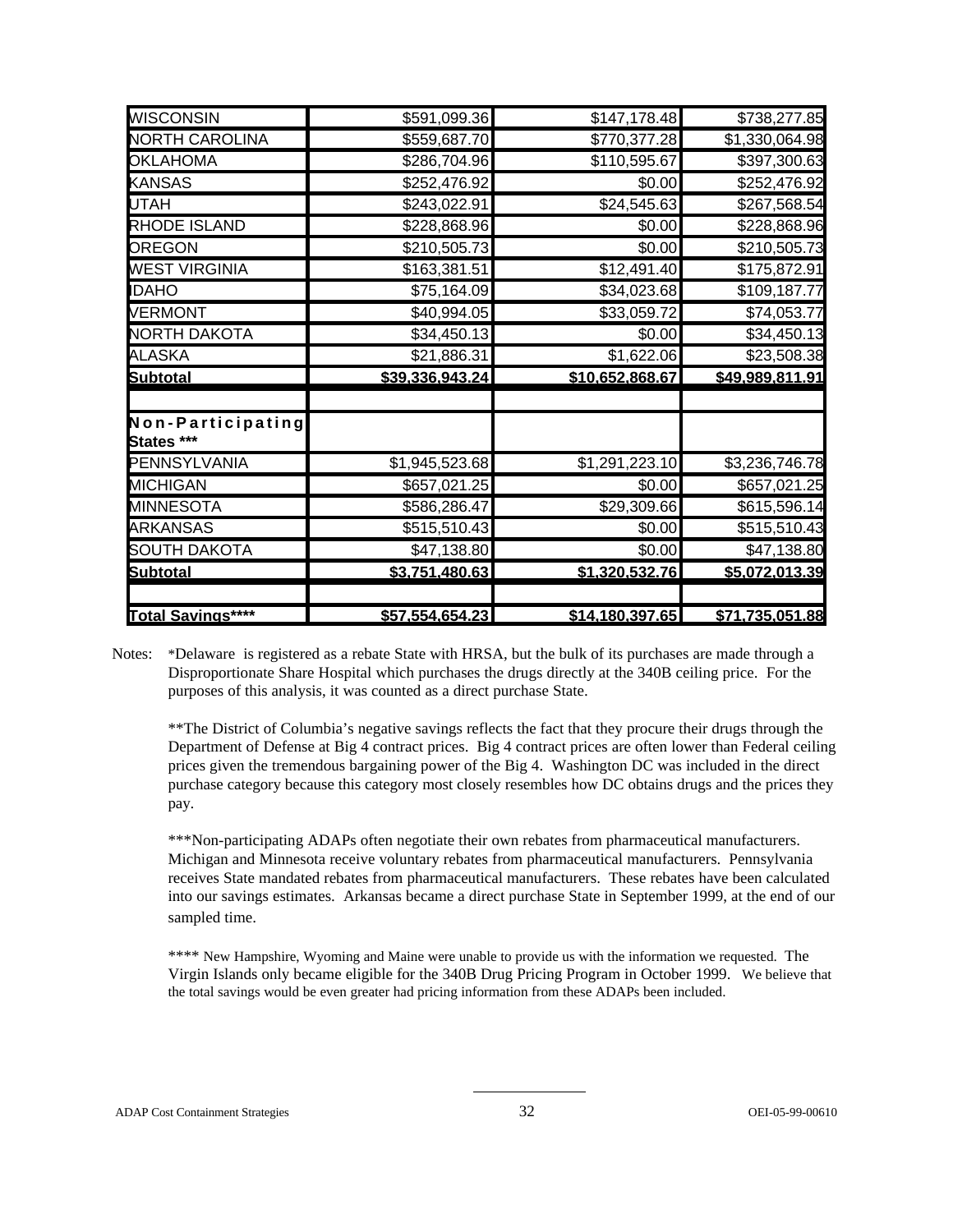| | | | |
|---|---|---|---|
| WISCONSIN | $591,099.36 | $147,178.48 | $738,277.85 |
| NORTH CAROLINA | $559,687.70 | $770,377.28 | $1,330,064.98 |
| OKLAHOMA | $286,704.96 | $110,595.67 | $397,300.63 |
| KANSAS | $252,476.92 | $0.00 | $252,476.92 |
| UTAH | $243,022.91 | $24,545.63 | $267,568.54 |
| RHODE ISLAND | $228,868.96 | $0.00 | $228,868.96 |
| OREGON | $210,505.73 | $0.00 | $210,505.73 |
| WEST VIRGINIA | $163,381.51 | $12,491.40 | $175,872.91 |
| IDAHO | $75,164.09 | $34,023.68 | $109,187.77 |
| VERMONT | $40,994.05 | $33,059.72 | $74,053.77 |
| NORTH DAKOTA | $34,450.13 | $0.00 | $34,450.13 |
| ALASKA | $21,886.31 | $1,622.06 | $23,508.38 |
| **Subtotal** | **$39,336,943.24** | **$10,652,868.67** | **$49,989,811.91** |
| | | | |
| **Non-Participating States \*\*\*** | | | |
| PENNSYLVANIA | $1,945,523.68 | $1,291,223.10 | $3,236,746.78 |
| MICHIGAN | $657,021.25 | $0.00 | $657,021.25 |
| MINNESOTA | $586,286.47 | $29,309.66 | $615,596.14 |
| ARKANSAS | $515,510.43 | $0.00 | $515,510.43 |
| SOUTH DAKOTA | $47,138.80 | $0.00 | $47,138.80 |
| **Subtotal** | **$3,751,480.63** | **$1,320,532.76** | **$5,072,013.39** |
| | | | |
| **Total Savings\*\*\*\*** | **$57,554,654.23** | **$14,180,397.65** | **$71,735,051.88** |

Notes: *Delaware is registered as a rebate State with HRSA, but the bulk of its purchases are made through a Disproportionate Share Hospital which purchases the drugs directly at the 340B ceiling price. For the purposes of this analysis, it was counted as a direct purchase State.

**The District of Columbia's negative savings reflects the fact that they procure their drugs through the Department of Defense at Big 4 contract prices. Big 4 contract prices are often lower than Federal ceiling prices given the tremendous bargaining power of the Big 4. Washington DC was included in the direct purchase category because this category most closely resembles how DC obtains drugs and the prices they pay.

***Non-participating ADAPs often negotiate their own rebates from pharmaceutical manufacturers. Michigan and Minnesota receive voluntary rebates from pharmaceutical manufacturers. Pennsylvania receives State mandated rebates from pharmaceutical manufacturers. These rebates have been calculated into our savings estimates. Arkansas became a direct purchase State in September 1999, at the end of our sampled time.

**** New Hampshire, Wyoming and Maine were unable to provide us with the information we requested. The Virgin Islands only became eligible for the 340B Drug Pricing Program in October 1999. We believe that the total savings would be even greater had pricing information from these ADAPs been included.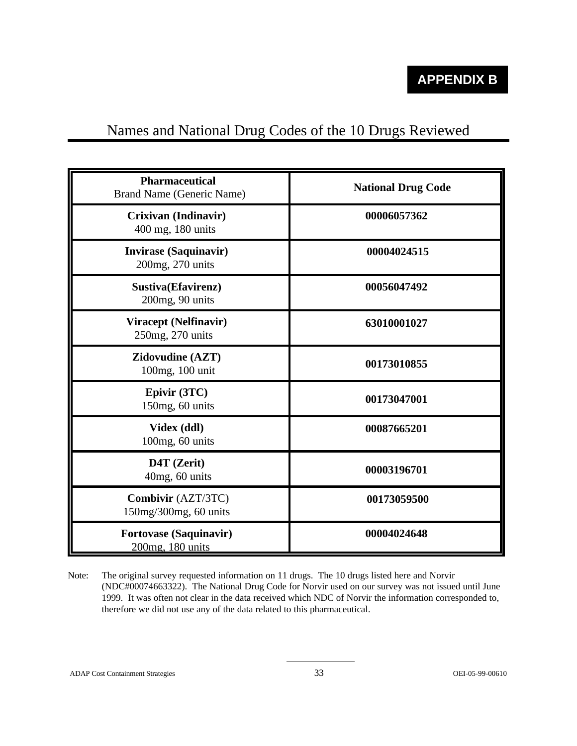# APPENDIX B

## Names and National Drug Codes of the 10 Drugs Reviewed

| **Pharmaceutical** Brand Name (Generic Name) | **National Drug Code** |
|---|---|
| **Crixivan (Indinavir)** 400 mg, 180 units | **00006057362** |
| **Invirase (Saquinavir)** 200mg, 270 units | **00004024515** |
| **Sustiva(Efavirenz)** 200mg, 90 units | **00056047492** |
| **Viracept (Nelfinavir)** 250mg, 270 units | **63010001027** |
| **Zidovudine (AZT)** 100mg, 100 unit | **00173010855** |
| **Epivir (3TC)** 150mg, 60 units | **00173047001** |
| **Videx (ddl)** 100mg, 60 units | **00087665201** |
| **D4T (Zerit)** 40mg, 60 units | **00003196701** |
| **Combivir** (AZT/3TC) 150mg/300mg, 60 units | **00173059500** |
| **Fortovase (Saquinavir)** 200mg, 180 units | **00004024648** |

Note: The original survey requested information on 11 drugs. The 10 drugs listed here and Norvir (NDC#00074663322). The National Drug Code for Norvir used on our survey was not issued until June 1999. It was often not clear in the data received which NDC of Norvir the information corresponded to, therefore we did not use any of the data related to this pharmaceutical.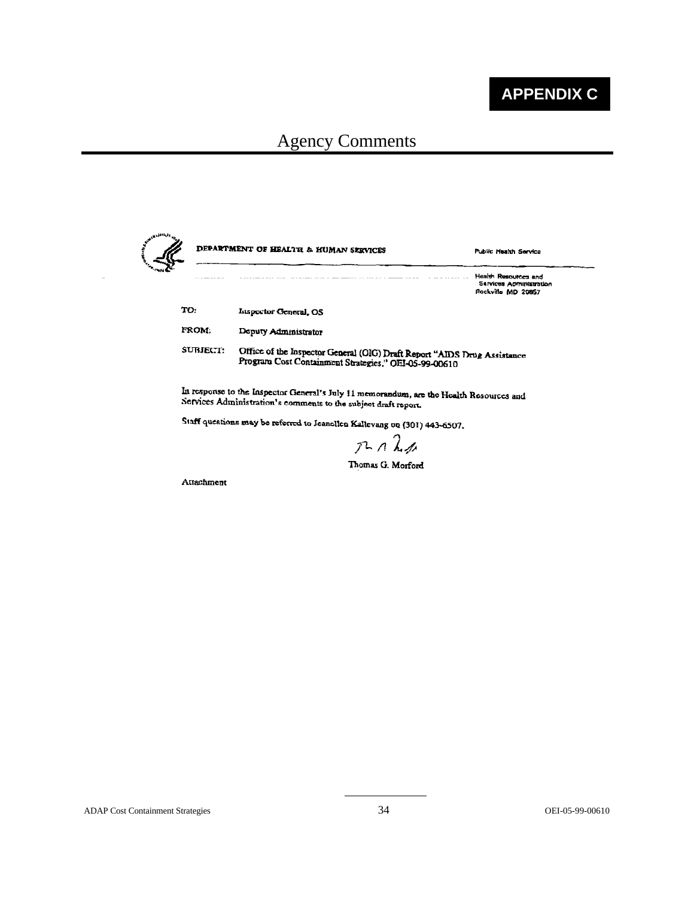**APPENDIX C**

# Agency Comments

DEPARTMENT OF HEALTH & HUMAN SERVICES

Public Health Service

Health Resources and Services Administration
Rockville MD 20857

TO: Inspector General, OS

FROM: Deputy Administrator

SUBJECT: Office of the Inspector General (OIG) Draft Report "AIDS Drug Assistance Program Cost Containment Strategies," OEI-05-99-00610

In response to the Inspector General's July 11 memorandum, are the Health Resources and Services Administration's comments to the subject draft report.

Staff questions may be referred to Jeanellen Kallevang on (301) 443-6507.

Thomas G. Morford

Attachment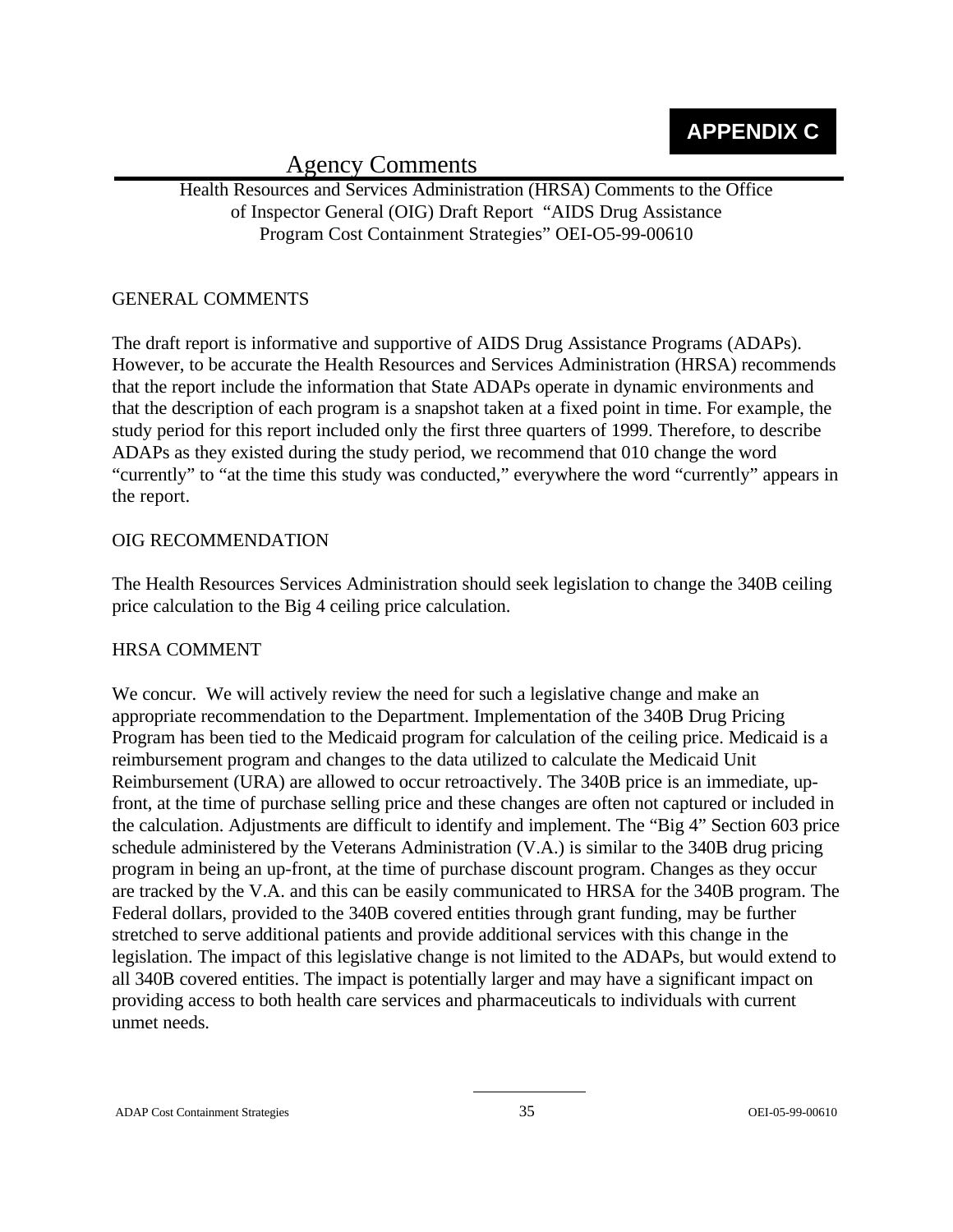# APPENDIX C

## Agency Comments

Health Resources and Services Administration (HRSA) Comments to the Office of Inspector General (OIG) Draft Report "AIDS Drug Assistance Program Cost Containment Strategies" OEI-O5-99-00610

GENERAL COMMENTS

The draft report is informative and supportive of AIDS Drug Assistance Programs (ADAPs). However, to be accurate the Health Resources and Services Administration (HRSA) recommends that the report include the information that State ADAPs operate in dynamic environments and that the description of each program is a snapshot taken at a fixed point in time. For example, the study period for this report included only the first three quarters of 1999. Therefore, to describe ADAPs as they existed during the study period, we recommend that 010 change the word "currently" to "at the time this study was conducted," everywhere the word "currently" appears in the report.

OIG RECOMMENDATION

The Health Resources Services Administration should seek legislation to change the 340B ceiling price calculation to the Big 4 ceiling price calculation.

HRSA COMMENT

We concur. We will actively review the need for such a legislative change and make an appropriate recommendation to the Department. Implementation of the 340B Drug Pricing Program has been tied to the Medicaid program for calculation of the ceiling price. Medicaid is a reimbursement program and changes to the data utilized to calculate the Medicaid Unit Reimbursement (URA) are allowed to occur retroactively. The 340B price is an immediate, up-front, at the time of purchase selling price and these changes are often not captured or included in the calculation. Adjustments are difficult to identify and implement. The "Big 4" Section 603 price schedule administered by the Veterans Administration (V.A.) is similar to the 340B drug pricing program in being an up-front, at the time of purchase discount program. Changes as they occur are tracked by the V.A. and this can be easily communicated to HRSA for the 340B program. The Federal dollars, provided to the 340B covered entities through grant funding, may be further stretched to serve additional patients and provide additional services with this change in the legislation. The impact of this legislative change is not limited to the ADAPs, but would extend to all 340B covered entities. The impact is potentially larger and may have a significant impact on providing access to both health care services and pharmaceuticals to individuals with current unmet needs.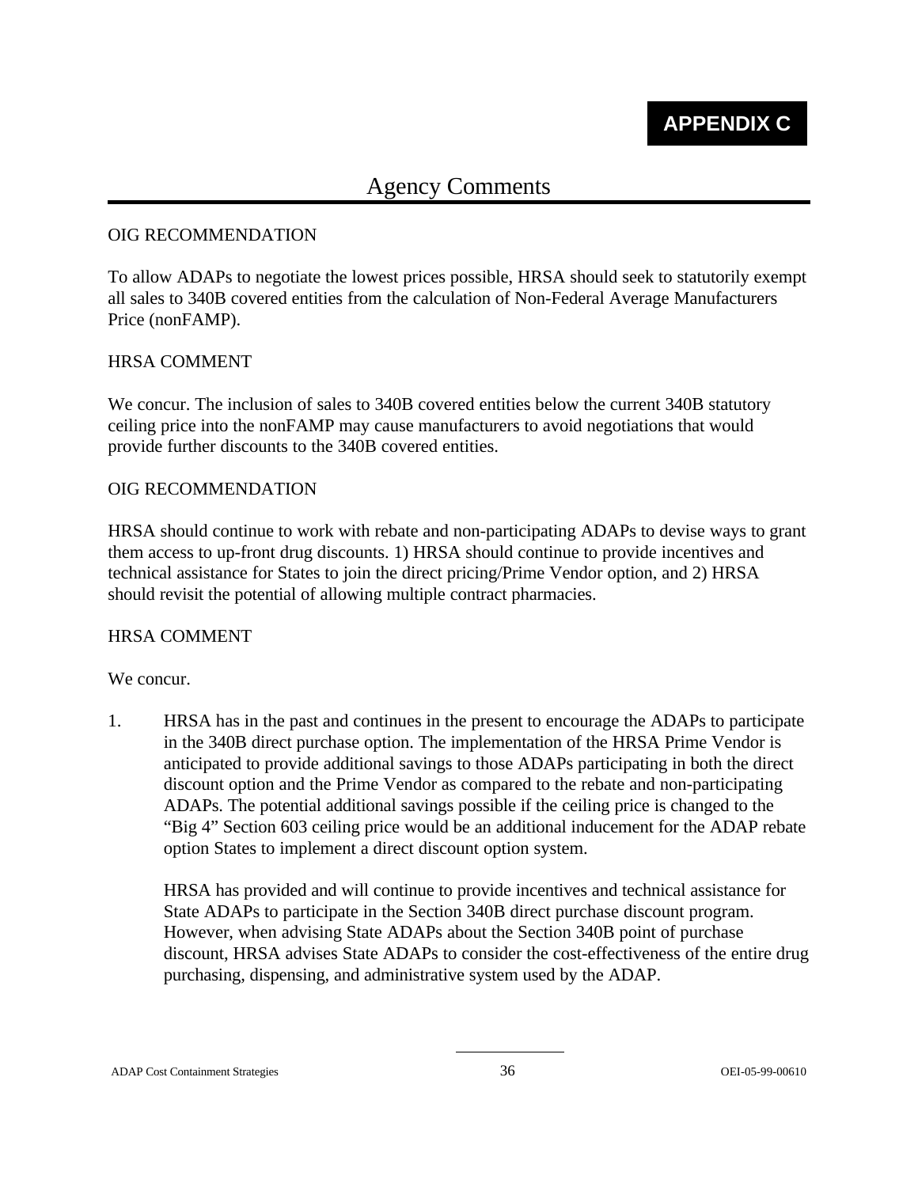# APPENDIX C

## Agency Comments

OIG RECOMMENDATION

To allow ADAPs to negotiate the lowest prices possible, HRSA should seek to statutorily exempt all sales to 340B covered entities from the calculation of Non-Federal Average Manufacturers Price (nonFAMP).

HRSA COMMENT

We concur. The inclusion of sales to 340B covered entities below the current 340B statutory ceiling price into the nonFAMP may cause manufacturers to avoid negotiations that would provide further discounts to the 340B covered entities.

OIG RECOMMENDATION

HRSA should continue to work with rebate and non-participating ADAPs to devise ways to grant them access to up-front drug discounts. 1) HRSA should continue to provide incentives and technical assistance for States to join the direct pricing/Prime Vendor option, and 2) HRSA should revisit the potential of allowing multiple contract pharmacies.

HRSA COMMENT

We concur.

1. HRSA has in the past and continues in the present to encourage the ADAPs to participate in the 340B direct purchase option. The implementation of the HRSA Prime Vendor is anticipated to provide additional savings to those ADAPs participating in both the direct discount option and the Prime Vendor as compared to the rebate and non-participating ADAPs. The potential additional savings possible if the ceiling price is changed to the "Big 4" Section 603 ceiling price would be an additional inducement for the ADAP rebate option States to implement a direct discount option system.

   HRSA has provided and will continue to provide incentives and technical assistance for State ADAPs to participate in the Section 340B direct purchase discount program. However, when advising State ADAPs about the Section 340B point of purchase discount, HRSA advises State ADAPs to consider the cost-effectiveness of the entire drug purchasing, dispensing, and administrative system used by the ADAP.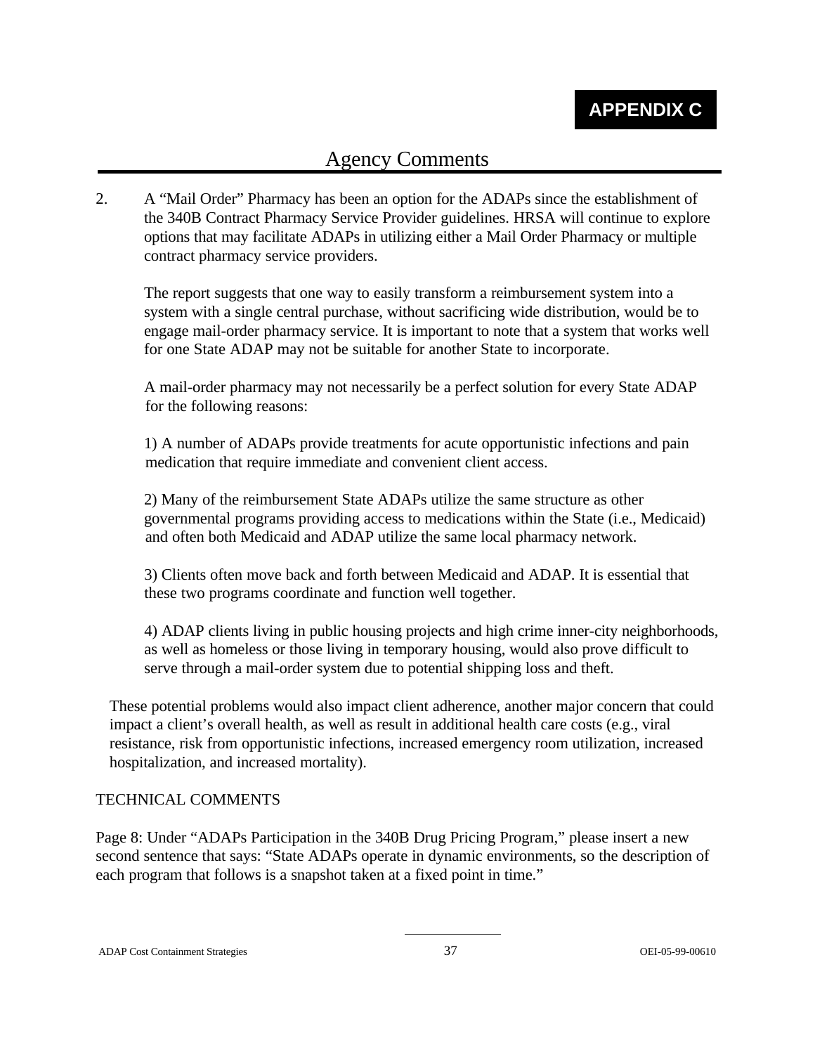**APPENDIX C**

# Agency Comments

2. A "Mail Order" Pharmacy has been an option for the ADAPs since the establishment of the 340B Contract Pharmacy Service Provider guidelines. HRSA will continue to explore options that may facilitate ADAPs in utilizing either a Mail Order Pharmacy or multiple contract pharmacy service providers.

   The report suggests that one way to easily transform a reimbursement system into a system with a single central purchase, without sacrificing wide distribution, would be to engage mail-order pharmacy service. It is important to note that a system that works well for one State ADAP may not be suitable for another State to incorporate.

   A mail-order pharmacy may not necessarily be a perfect solution for every State ADAP for the following reasons:

   1) A number of ADAPs provide treatments for acute opportunistic infections and pain medication that require immediate and convenient client access.

   2) Many of the reimbursement State ADAPs utilize the same structure as other governmental programs providing access to medications within the State (i.e., Medicaid) and often both Medicaid and ADAP utilize the same local pharmacy network.

   3) Clients often move back and forth between Medicaid and ADAP. It is essential that these two programs coordinate and function well together.

   4) ADAP clients living in public housing projects and high crime inner-city neighborhoods, as well as homeless or those living in temporary housing, would also prove difficult to serve through a mail-order system due to potential shipping loss and theft.

These potential problems would also impact client adherence, another major concern that could impact a client's overall health, as well as result in additional health care costs (e.g., viral resistance, risk from opportunistic infections, increased emergency room utilization, increased hospitalization, and increased mortality).

TECHNICAL COMMENTS

Page 8: Under "ADAPs Participation in the 340B Drug Pricing Program," please insert a new second sentence that says: "State ADAPs operate in dynamic environments, so the description of each program that follows is a snapshot taken at a fixed point in time."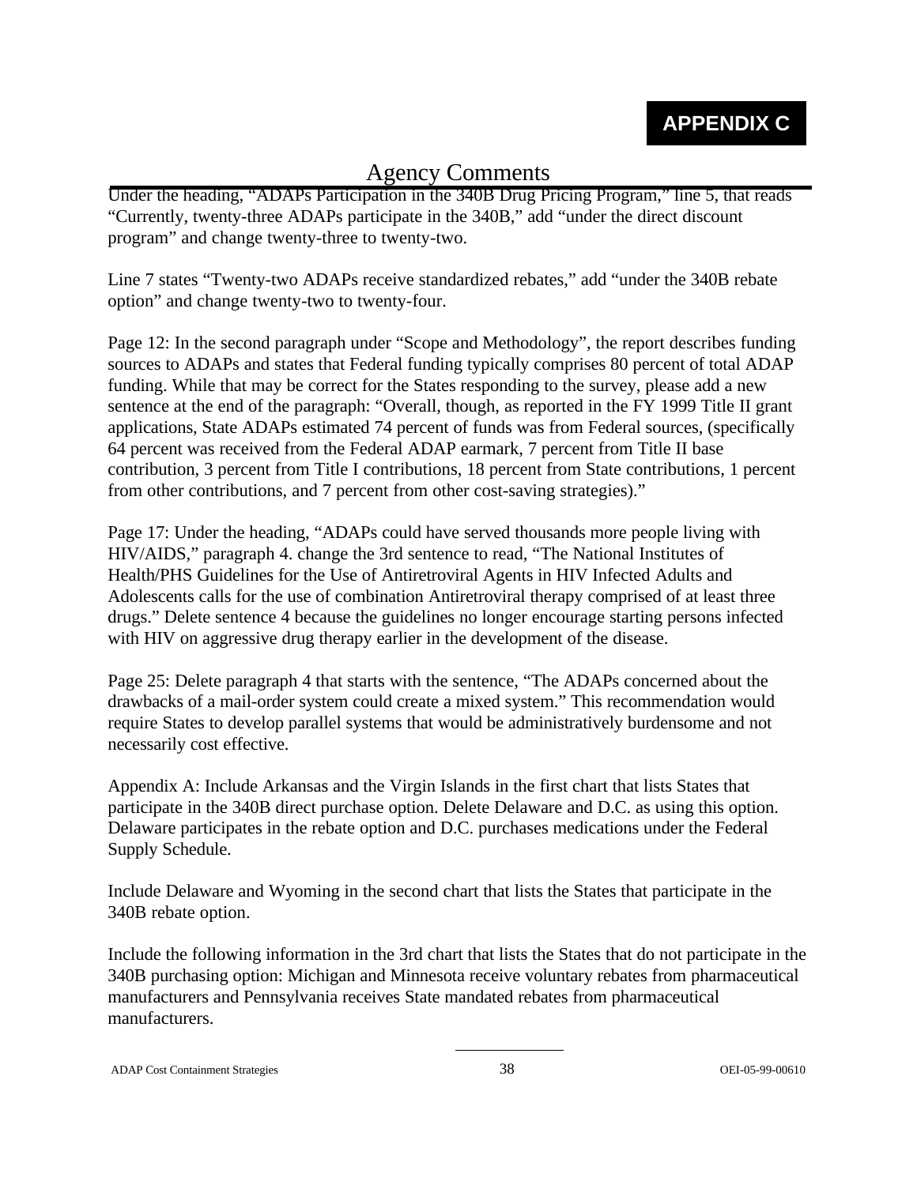# APPENDIX C

## Agency Comments

Under the heading, "ADAPs Participation in the 340B Drug Pricing Program," line 5, that reads "Currently, twenty-three ADAPs participate in the 340B," add "under the direct discount program" and change twenty-three to twenty-two.

Line 7 states "Twenty-two ADAPs receive standardized rebates," add "under the 340B rebate option" and change twenty-two to twenty-four.

Page 12: In the second paragraph under "Scope and Methodology", the report describes funding sources to ADAPs and states that Federal funding typically comprises 80 percent of total ADAP funding. While that may be correct for the States responding to the survey, please add a new sentence at the end of the paragraph: "Overall, though, as reported in the FY 1999 Title II grant applications, State ADAPs estimated 74 percent of funds was from Federal sources, (specifically 64 percent was received from the Federal ADAP earmark, 7 percent from Title II base contribution, 3 percent from Title I contributions, 18 percent from State contributions, 1 percent from other contributions, and 7 percent from other cost-saving strategies)."

Page 17: Under the heading, "ADAPs could have served thousands more people living with HIV/AIDS," paragraph 4. change the 3rd sentence to read, "The National Institutes of Health/PHS Guidelines for the Use of Antiretroviral Agents in HIV Infected Adults and Adolescents calls for the use of combination Antiretroviral therapy comprised of at least three drugs." Delete sentence 4 because the guidelines no longer encourage starting persons infected with HIV on aggressive drug therapy earlier in the development of the disease.

Page 25: Delete paragraph 4 that starts with the sentence, "The ADAPs concerned about the drawbacks of a mail-order system could create a mixed system." This recommendation would require States to develop parallel systems that would be administratively burdensome and not necessarily cost effective.

Appendix A: Include Arkansas and the Virgin Islands in the first chart that lists States that participate in the 340B direct purchase option. Delete Delaware and D.C. as using this option. Delaware participates in the rebate option and D.C. purchases medications under the Federal Supply Schedule.

Include Delaware and Wyoming in the second chart that lists the States that participate in the 340B rebate option.

Include the following information in the 3rd chart that lists the States that do not participate in the 340B purchasing option: Michigan and Minnesota receive voluntary rebates from pharmaceutical manufacturers and Pennsylvania receives State mandated rebates from pharmaceutical manufacturers.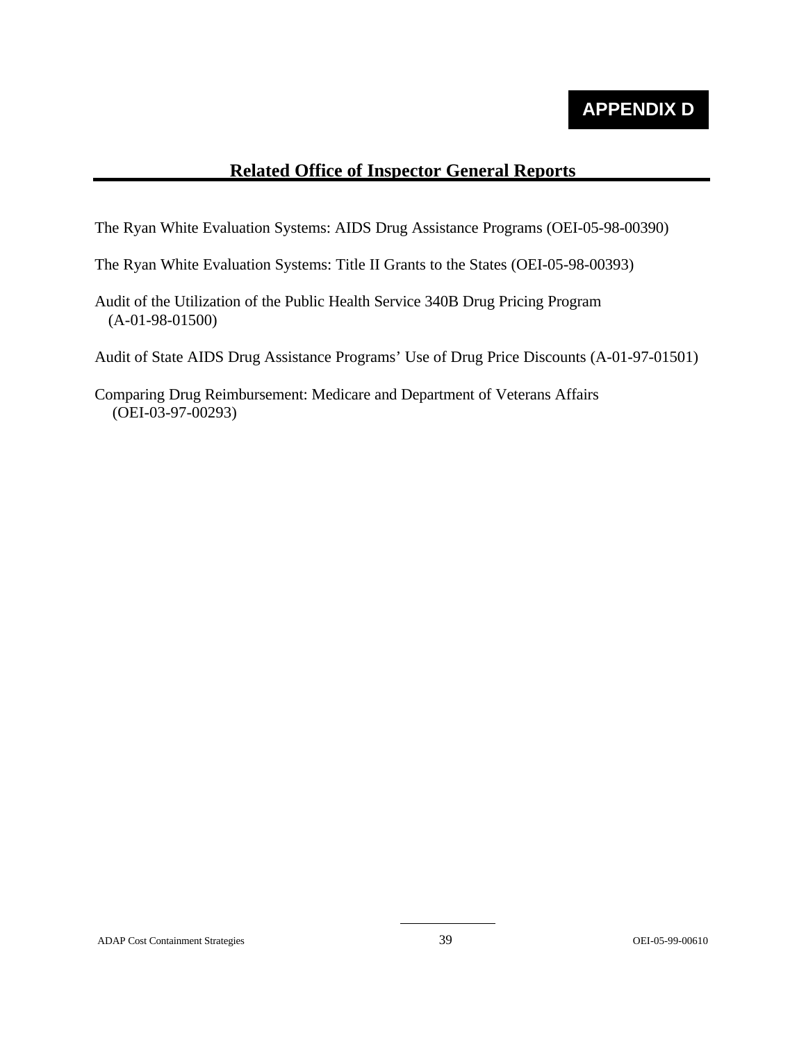# APPENDIX D

## Related Office of Inspector General Reports

The Ryan White Evaluation Systems: AIDS Drug Assistance Programs (OEI-05-98-00390)

The Ryan White Evaluation Systems: Title II Grants to the States (OEI-05-98-00393)

Audit of the Utilization of the Public Health Service 340B Drug Pricing Program (A-01-98-01500)

Audit of State AIDS Drug Assistance Programs' Use of Drug Price Discounts (A-01-97-01501)

Comparing Drug Reimbursement: Medicare and Department of Veterans Affairs (OEI-03-97-00293)